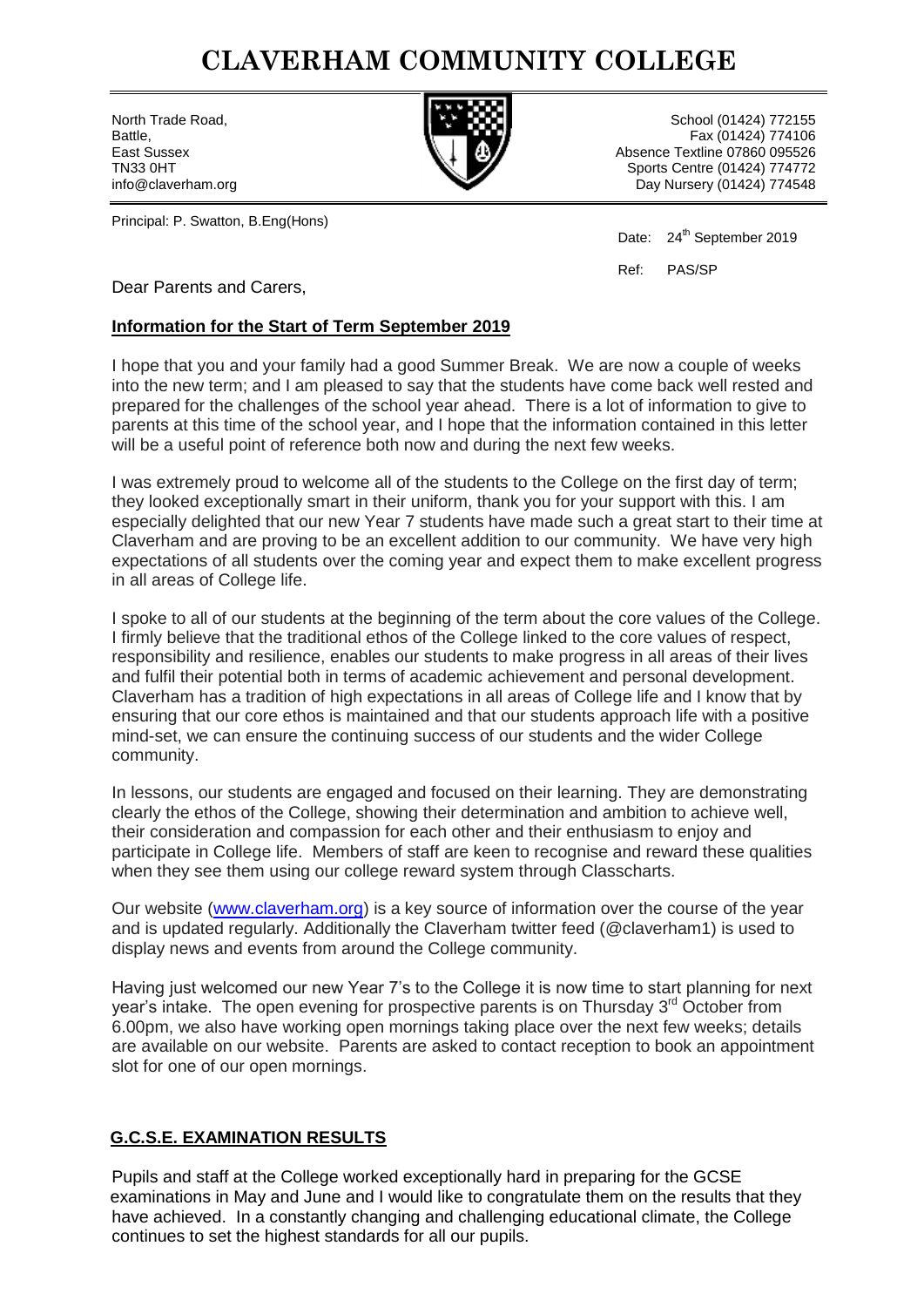# CLAVERHAM COMMUNITY COLLEGE

North Trade Road,
Battle,
East Sussex
TN33 0HT
info@claverham.org

School (01424) 772155
Fax (01424) 774106
Absence Textline 07860 095526
Sports Centre (01424) 774772
Day Nursery (01424) 774548

Principal: P. Swatton, B.Eng(Hons)

Date: 24th September 2019

Ref: PAS/SP

Dear Parents and Carers,

**Information for the Start of Term September 2019**

I hope that you and your family had a good Summer Break. We are now a couple of weeks into the new term; and I am pleased to say that the students have come back well rested and prepared for the challenges of the school year ahead. There is a lot of information to give to parents at this time of the school year, and I hope that the information contained in this letter will be a useful point of reference both now and during the next few weeks.

I was extremely proud to welcome all of the students to the College on the first day of term; they looked exceptionally smart in their uniform, thank you for your support with this. I am especially delighted that our new Year 7 students have made such a great start to their time at Claverham and are proving to be an excellent addition to our community. We have very high expectations of all students over the coming year and expect them to make excellent progress in all areas of College life.

I spoke to all of our students at the beginning of the term about the core values of the College. I firmly believe that the traditional ethos of the College linked to the core values of respect, responsibility and resilience, enables our students to make progress in all areas of their lives and fulfil their potential both in terms of academic achievement and personal development. Claverham has a tradition of high expectations in all areas of College life and I know that by ensuring that our core ethos is maintained and that our students approach life with a positive mind-set, we can ensure the continuing success of our students and the wider College community.

In lessons, our students are engaged and focused on their learning. They are demonstrating clearly the ethos of the College, showing their determination and ambition to achieve well, their consideration and compassion for each other and their enthusiasm to enjoy and participate in College life. Members of staff are keen to recognise and reward these qualities when they see them using our college reward system through Classcharts.

Our website (www.claverham.org) is a key source of information over the course of the year and is updated regularly. Additionally the Claverham twitter feed (@claverham1) is used to display news and events from around the College community.

Having just welcomed our new Year 7's to the College it is now time to start planning for next year's intake. The open evening for prospective parents is on Thursday 3rd October from 6.00pm, we also have working open mornings taking place over the next few weeks; details are available on our website. Parents are asked to contact reception to book an appointment slot for one of our open mornings.

**G.C.S.E. EXAMINATION RESULTS**

Pupils and staff at the College worked exceptionally hard in preparing for the GCSE examinations in May and June and I would like to congratulate them on the results that they have achieved. In a constantly changing and challenging educational climate, the College continues to set the highest standards for all our pupils.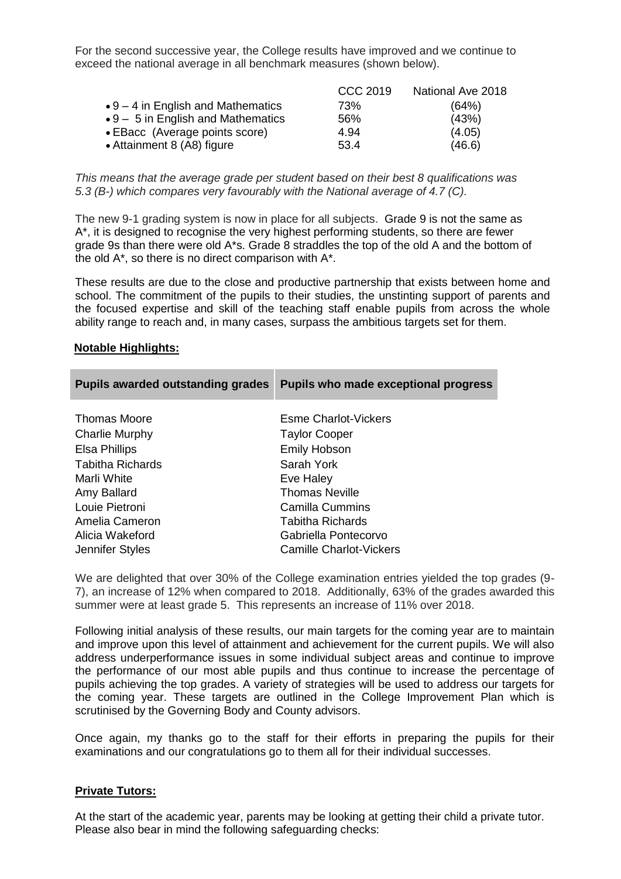For the second successive year, the College results have improved and we continue to exceed the national average in all benchmark measures (shown below).

| | CCC 2019 | National Ave 2018 |
|---|---|---|
| • 9 – 4 in English and Mathematics | 73% | (64%) |
| • 9 – 5 in English and Mathematics | 56% | (43%) |
| • EBacc (Average points score) | 4.94 | (4.05) |
| • Attainment 8 (A8) figure | 53.4 | (46.6) |

*This means that the average grade per student based on their best 8 qualifications was 5.3 (B-) which compares very favourably with the National average of 4.7 (C).*

The new 9-1 grading system is now in place for all subjects. Grade 9 is not the same as A*, it is designed to recognise the very highest performing students, so there are fewer grade 9s than there were old A*s. Grade 8 straddles the top of the old A and the bottom of the old A*, so there is no direct comparison with A*.

These results are due to the close and productive partnership that exists between home and school. The commitment of the pupils to their studies, the unstinting support of parents and the focused expertise and skill of the teaching staff enable pupils from across the whole ability range to reach and, in many cases, surpass the ambitious targets set for them.

**Notable Highlights:**

| Pupils awarded outstanding grades | Pupils who made exceptional progress |
|---|---|
| Thomas Moore | Esme Charlot-Vickers |
| Charlie Murphy | Taylor Cooper |
| Elsa Phillips | Emily Hobson |
| Tabitha Richards | Sarah York |
| Marli White | Eve Haley |
| Amy Ballard | Thomas Neville |
| Louie Pietroni | Camilla Cummins |
| Amelia Cameron | Tabitha Richards |
| Alicia Wakeford | Gabriella Pontecorvo |
| Jennifer Styles | Camille Charlot-Vickers |

We are delighted that over 30% of the College examination entries yielded the top grades (9-7), an increase of 12% when compared to 2018. Additionally, 63% of the grades awarded this summer were at least grade 5. This represents an increase of 11% over 2018.

Following initial analysis of these results, our main targets for the coming year are to maintain and improve upon this level of attainment and achievement for the current pupils. We will also address underperformance issues in some individual subject areas and continue to improve the performance of our most able pupils and thus continue to increase the percentage of pupils achieving the top grades. A variety of strategies will be used to address our targets for the coming year. These targets are outlined in the College Improvement Plan which is scrutinised by the Governing Body and County advisors.

Once again, my thanks go to the staff for their efforts in preparing the pupils for their examinations and our congratulations go to them all for their individual successes.

**Private Tutors:**

At the start of the academic year, parents may be looking at getting their child a private tutor. Please also bear in mind the following safeguarding checks: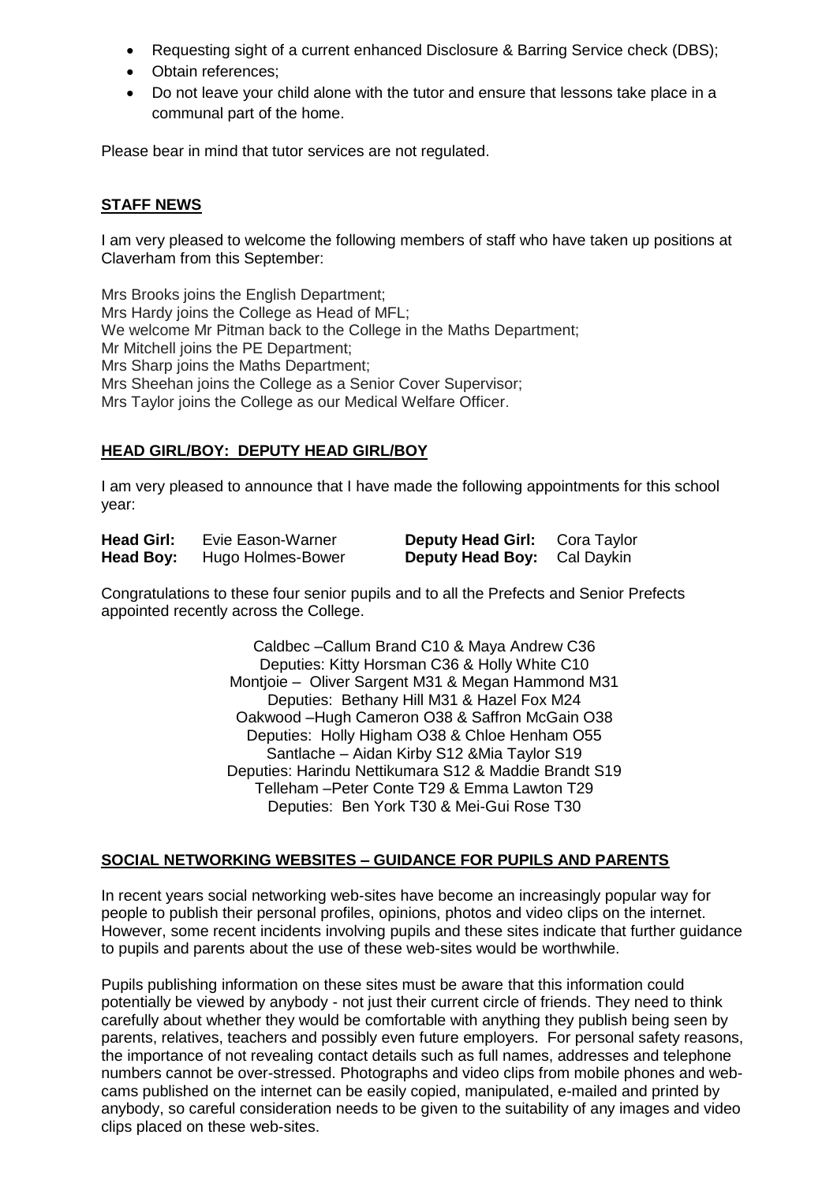- Requesting sight of a current enhanced Disclosure & Barring Service check (DBS);
- Obtain references;
- Do not leave your child alone with the tutor and ensure that lessons take place in a communal part of the home.

Please bear in mind that tutor services are not regulated.

## STAFF NEWS

I am very pleased to welcome the following members of staff who have taken up positions at Claverham from this September:

Mrs Brooks joins the English Department;
Mrs Hardy joins the College as Head of MFL;
We welcome Mr Pitman back to the College in the Maths Department;
Mr Mitchell joins the PE Department;
Mrs Sharp joins the Maths Department;
Mrs Sheehan joins the College as a Senior Cover Supervisor;
Mrs Taylor joins the College as our Medical Welfare Officer.

## HEAD GIRL/BOY: DEPUTY HEAD GIRL/BOY

I am very pleased to announce that I have made the following appointments for this school year:

| | | | |
|---|---|---|---|
| **Head Girl:** | Evie Eason-Warner | **Deputy Head Girl:** | Cora Taylor |
| **Head Boy:** | Hugo Holmes-Bower | **Deputy Head Boy:** | Cal Daykin |

Congratulations to these four senior pupils and to all the Prefects and Senior Prefects appointed recently across the College.

Caldbec –Callum Brand C10 & Maya Andrew C36
Deputies: Kitty Horsman C36 & Holly White C10
Montjoie – Oliver Sargent M31 & Megan Hammond M31
Deputies: Bethany Hill M31 & Hazel Fox M24
Oakwood –Hugh Cameron O38 & Saffron McGain O38
Deputies: Holly Higham O38 & Chloe Henham O55
Santlache – Aidan Kirby S12 &Mia Taylor S19
Deputies: Harindu Nettikumara S12 & Maddie Brandt S19
Telleham –Peter Conte T29 & Emma Lawton T29
Deputies: Ben York T30 & Mei-Gui Rose T30

## SOCIAL NETWORKING WEBSITES – GUIDANCE FOR PUPILS AND PARENTS

In recent years social networking web-sites have become an increasingly popular way for people to publish their personal profiles, opinions, photos and video clips on the internet. However, some recent incidents involving pupils and these sites indicate that further guidance to pupils and parents about the use of these web-sites would be worthwhile.

Pupils publishing information on these sites must be aware that this information could potentially be viewed by anybody - not just their current circle of friends. They need to think carefully about whether they would be comfortable with anything they publish being seen by parents, relatives, teachers and possibly even future employers. For personal safety reasons, the importance of not revealing contact details such as full names, addresses and telephone numbers cannot be over-stressed. Photographs and video clips from mobile phones and web-cams published on the internet can be easily copied, manipulated, e-mailed and printed by anybody, so careful consideration needs to be given to the suitability of any images and video clips placed on these web-sites.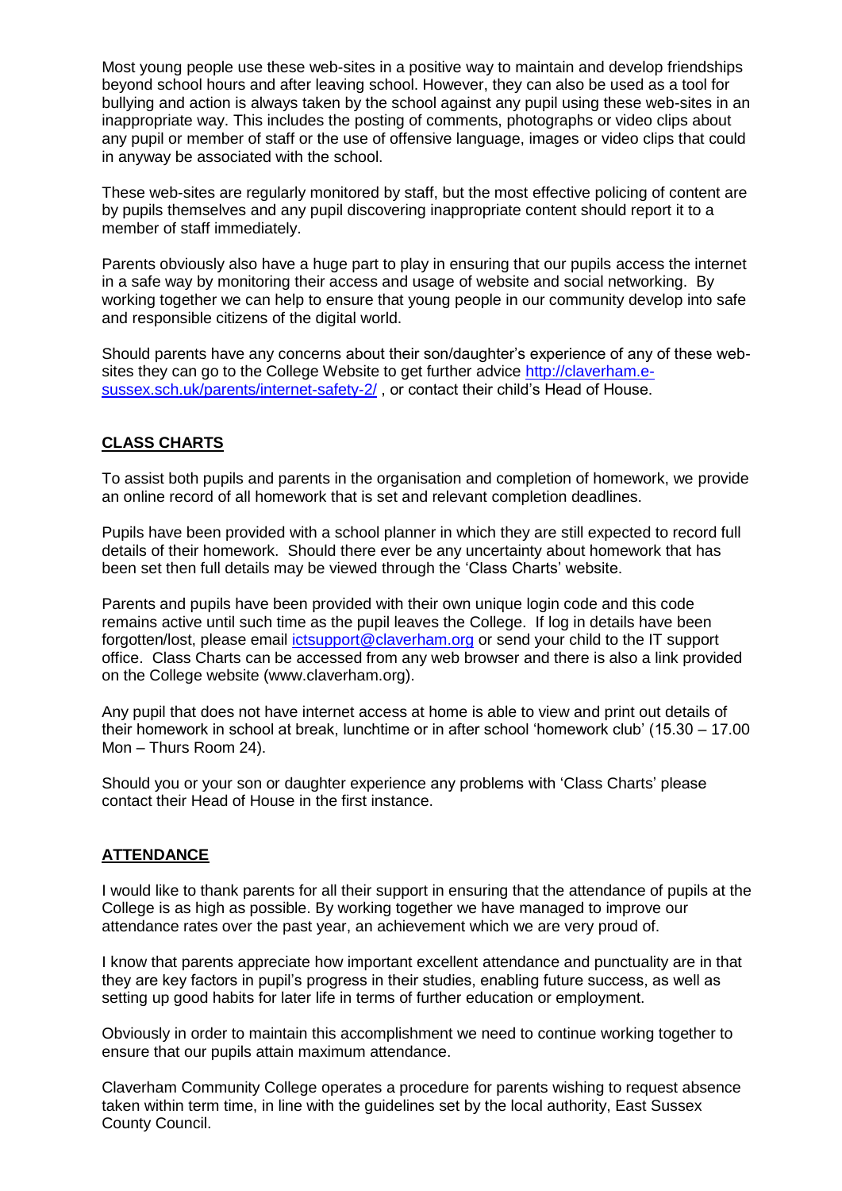Most young people use these web-sites in a positive way to maintain and develop friendships beyond school hours and after leaving school. However, they can also be used as a tool for bullying and action is always taken by the school against any pupil using these web-sites in an inappropriate way. This includes the posting of comments, photographs or video clips about any pupil or member of staff or the use of offensive language, images or video clips that could in anyway be associated with the school.

These web-sites are regularly monitored by staff, but the most effective policing of content are by pupils themselves and any pupil discovering inappropriate content should report it to a member of staff immediately.

Parents obviously also have a huge part to play in ensuring that our pupils access the internet in a safe way by monitoring their access and usage of website and social networking. By working together we can help to ensure that young people in our community develop into safe and responsible citizens of the digital world.

Should parents have any concerns about their son/daughter's experience of any of these web-sites they can go to the College Website to get further advice [http://claverham.e-sussex.sch.uk/parents/internet-safety-2/](http://claverham.e-sussex.sch.uk/parents/internet-safety-2/) , or contact their child's Head of House.

## CLASS CHARTS

To assist both pupils and parents in the organisation and completion of homework, we provide an online record of all homework that is set and relevant completion deadlines.

Pupils have been provided with a school planner in which they are still expected to record full details of their homework. Should there ever be any uncertainty about homework that has been set then full details may be viewed through the 'Class Charts' website.

Parents and pupils have been provided with their own unique login code and this code remains active until such time as the pupil leaves the College. If log in details have been forgotten/lost, please email [ictsupport@claverham.org](mailto:ictsupport@claverham.org) or send your child to the IT support office. Class Charts can be accessed from any web browser and there is also a link provided on the College website (www.claverham.org).

Any pupil that does not have internet access at home is able to view and print out details of their homework in school at break, lunchtime or in after school 'homework club' (15.30 – 17.00 Mon – Thurs Room 24).

Should you or your son or daughter experience any problems with 'Class Charts' please contact their Head of House in the first instance.

## ATTENDANCE

I would like to thank parents for all their support in ensuring that the attendance of pupils at the College is as high as possible. By working together we have managed to improve our attendance rates over the past year, an achievement which we are very proud of.

I know that parents appreciate how important excellent attendance and punctuality are in that they are key factors in pupil's progress in their studies, enabling future success, as well as setting up good habits for later life in terms of further education or employment.

Obviously in order to maintain this accomplishment we need to continue working together to ensure that our pupils attain maximum attendance.

Claverham Community College operates a procedure for parents wishing to request absence taken within term time, in line with the guidelines set by the local authority, East Sussex County Council.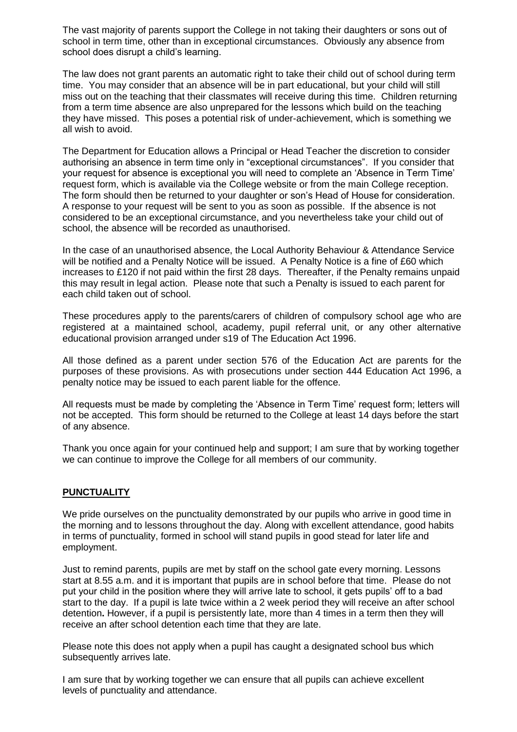The vast majority of parents support the College in not taking their daughters or sons out of school in term time, other than in exceptional circumstances. Obviously any absence from school does disrupt a child's learning.

The law does not grant parents an automatic right to take their child out of school during term time. You may consider that an absence will be in part educational, but your child will still miss out on the teaching that their classmates will receive during this time. Children returning from a term time absence are also unprepared for the lessons which build on the teaching they have missed. This poses a potential risk of under-achievement, which is something we all wish to avoid.

The Department for Education allows a Principal or Head Teacher the discretion to consider authorising an absence in term time only in "exceptional circumstances". If you consider that your request for absence is exceptional you will need to complete an 'Absence in Term Time' request form, which is available via the College website or from the main College reception. The form should then be returned to your daughter or son's Head of House for consideration. A response to your request will be sent to you as soon as possible. If the absence is not considered to be an exceptional circumstance, and you nevertheless take your child out of school, the absence will be recorded as unauthorised.

In the case of an unauthorised absence, the Local Authority Behaviour & Attendance Service will be notified and a Penalty Notice will be issued. A Penalty Notice is a fine of £60 which increases to £120 if not paid within the first 28 days. Thereafter, if the Penalty remains unpaid this may result in legal action. Please note that such a Penalty is issued to each parent for each child taken out of school.

These procedures apply to the parents/carers of children of compulsory school age who are registered at a maintained school, academy, pupil referral unit, or any other alternative educational provision arranged under s19 of The Education Act 1996.

All those defined as a parent under section 576 of the Education Act are parents for the purposes of these provisions. As with prosecutions under section 444 Education Act 1996, a penalty notice may be issued to each parent liable for the offence.

All requests must be made by completing the 'Absence in Term Time' request form; letters will not be accepted. This form should be returned to the College at least 14 days before the start of any absence.

Thank you once again for your continued help and support; I am sure that by working together we can continue to improve the College for all members of our community.

## PUNCTUALITY

We pride ourselves on the punctuality demonstrated by our pupils who arrive in good time in the morning and to lessons throughout the day. Along with excellent attendance, good habits in terms of punctuality, formed in school will stand pupils in good stead for later life and employment.

Just to remind parents, pupils are met by staff on the school gate every morning. Lessons start at 8.55 a.m. and it is important that pupils are in school before that time. Please do not put your child in the position where they will arrive late to school, it gets pupils' off to a bad start to the day. If a pupil is late twice within a 2 week period they will receive an after school detention**.** However, if a pupil is persistently late, more than 4 times in a term then they will receive an after school detention each time that they are late.

Please note this does not apply when a pupil has caught a designated school bus which subsequently arrives late.

I am sure that by working together we can ensure that all pupils can achieve excellent levels of punctuality and attendance.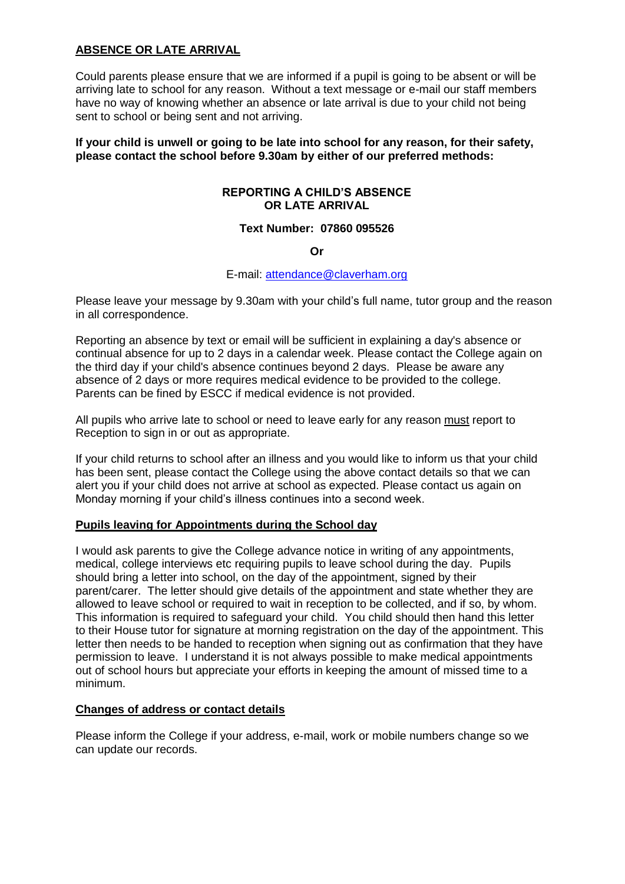## ABSENCE OR LATE ARRIVAL

Could parents please ensure that we are informed if a pupil is going to be absent or will be arriving late to school for any reason. Without a text message or e-mail our staff members have no way of knowing whether an absence or late arrival is due to your child not being sent to school or being sent and not arriving.

**If your child is unwell or going to be late into school for any reason, for their safety, please contact the school before 9.30am by either of our preferred methods:**

**REPORTING A CHILD'S ABSENCE OR LATE ARRIVAL**

**Text Number: 07860 095526**

**Or**

E-mail: attendance@claverham.org

Please leave your message by 9.30am with your child's full name, tutor group and the reason in all correspondence.

Reporting an absence by text or email will be sufficient in explaining a day's absence or continual absence for up to 2 days in a calendar week. Please contact the College again on the third day if your child's absence continues beyond 2 days. Please be aware any absence of 2 days or more requires medical evidence to be provided to the college. Parents can be fined by ESCC if medical evidence is not provided.

All pupils who arrive late to school or need to leave early for any reason must report to Reception to sign in or out as appropriate.

If your child returns to school after an illness and you would like to inform us that your child has been sent, please contact the College using the above contact details so that we can alert you if your child does not arrive at school as expected. Please contact us again on Monday morning if your child's illness continues into a second week.

## Pupils leaving for Appointments during the School day

I would ask parents to give the College advance notice in writing of any appointments, medical, college interviews etc requiring pupils to leave school during the day. Pupils should bring a letter into school, on the day of the appointment, signed by their parent/carer. The letter should give details of the appointment and state whether they are allowed to leave school or required to wait in reception to be collected, and if so, by whom. This information is required to safeguard your child. You child should then hand this letter to their House tutor for signature at morning registration on the day of the appointment. This letter then needs to be handed to reception when signing out as confirmation that they have permission to leave. I understand it is not always possible to make medical appointments out of school hours but appreciate your efforts in keeping the amount of missed time to a minimum.

## Changes of address or contact details

Please inform the College if your address, e-mail, work or mobile numbers change so we can update our records.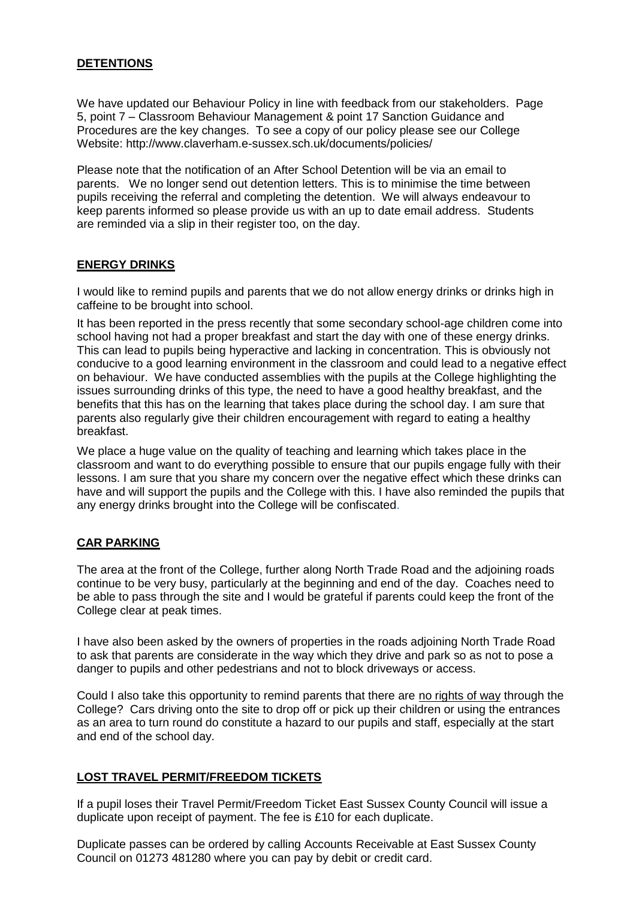## DETENTIONS

We have updated our Behaviour Policy in line with feedback from our stakeholders. Page 5, point 7 – Classroom Behaviour Management & point 17 Sanction Guidance and Procedures are the key changes. To see a copy of our policy please see our College Website: http://www.claverham.e-sussex.sch.uk/documents/policies/

Please note that the notification of an After School Detention will be via an email to parents. We no longer send out detention letters. This is to minimise the time between pupils receiving the referral and completing the detention. We will always endeavour to keep parents informed so please provide us with an up to date email address. Students are reminded via a slip in their register too, on the day.

## ENERGY DRINKS

I would like to remind pupils and parents that we do not allow energy drinks or drinks high in caffeine to be brought into school.

It has been reported in the press recently that some secondary school-age children come into school having not had a proper breakfast and start the day with one of these energy drinks. This can lead to pupils being hyperactive and lacking in concentration. This is obviously not conducive to a good learning environment in the classroom and could lead to a negative effect on behaviour. We have conducted assemblies with the pupils at the College highlighting the issues surrounding drinks of this type, the need to have a good healthy breakfast, and the benefits that this has on the learning that takes place during the school day. I am sure that parents also regularly give their children encouragement with regard to eating a healthy breakfast.

We place a huge value on the quality of teaching and learning which takes place in the classroom and want to do everything possible to ensure that our pupils engage fully with their lessons. I am sure that you share my concern over the negative effect which these drinks can have and will support the pupils and the College with this. I have also reminded the pupils that any energy drinks brought into the College will be confiscated.

## CAR PARKING

The area at the front of the College, further along North Trade Road and the adjoining roads continue to be very busy, particularly at the beginning and end of the day. Coaches need to be able to pass through the site and I would be grateful if parents could keep the front of the College clear at peak times.

I have also been asked by the owners of properties in the roads adjoining North Trade Road to ask that parents are considerate in the way which they drive and park so as not to pose a danger to pupils and other pedestrians and not to block driveways or access.

Could I also take this opportunity to remind parents that there are no rights of way through the College? Cars driving onto the site to drop off or pick up their children or using the entrances as an area to turn round do constitute a hazard to our pupils and staff, especially at the start and end of the school day.

## LOST TRAVEL PERMIT/FREEDOM TICKETS

If a pupil loses their Travel Permit/Freedom Ticket East Sussex County Council will issue a duplicate upon receipt of payment. The fee is £10 for each duplicate.

Duplicate passes can be ordered by calling Accounts Receivable at East Sussex County Council on 01273 481280 where you can pay by debit or credit card.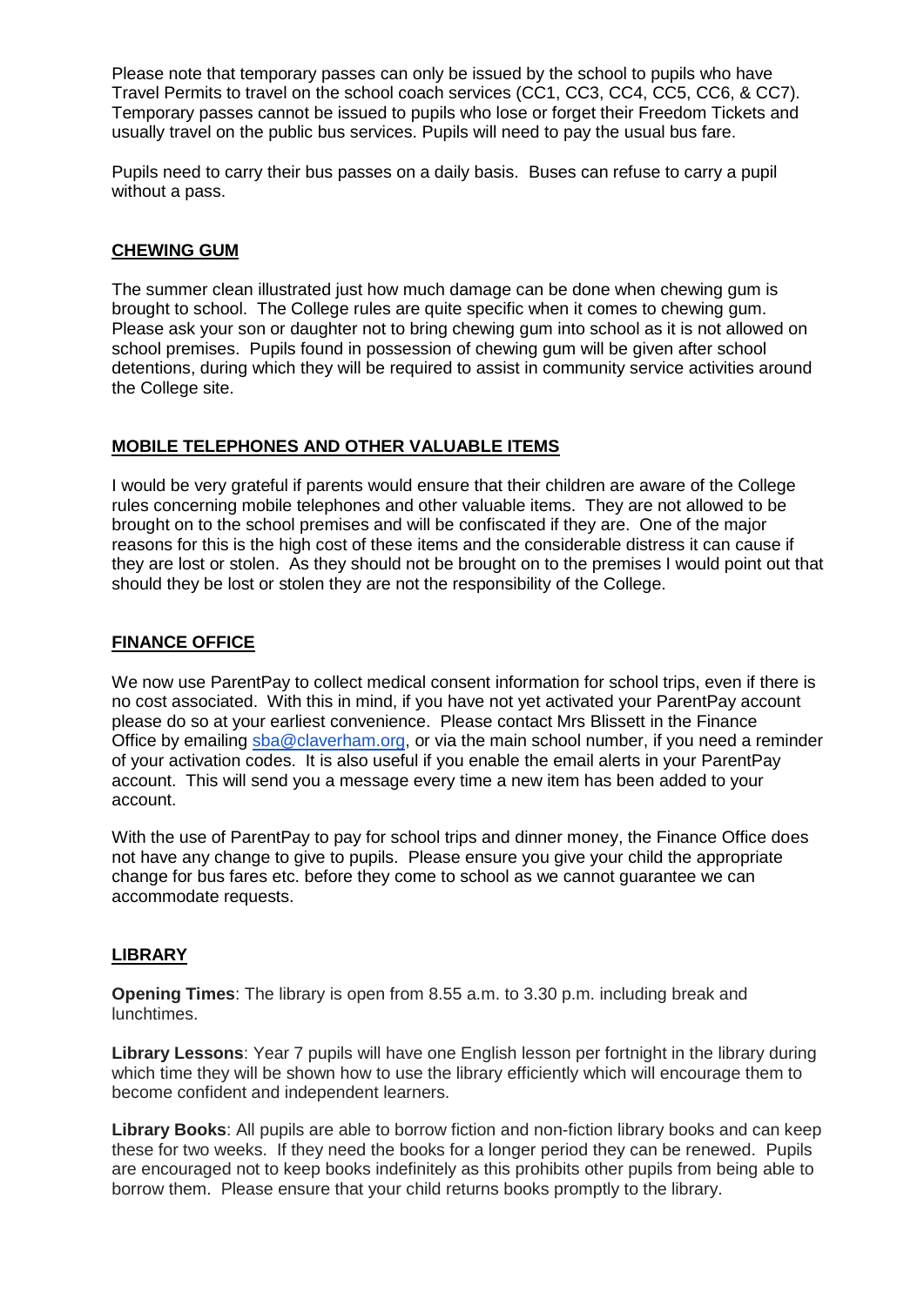Please note that temporary passes can only be issued by the school to pupils who have Travel Permits to travel on the school coach services (CC1, CC3, CC4, CC5, CC6, & CC7). Temporary passes cannot be issued to pupils who lose or forget their Freedom Tickets and usually travel on the public bus services. Pupils will need to pay the usual bus fare.

Pupils need to carry their bus passes on a daily basis. Buses can refuse to carry a pupil without a pass.

## CHEWING GUM

The summer clean illustrated just how much damage can be done when chewing gum is brought to school. The College rules are quite specific when it comes to chewing gum. Please ask your son or daughter not to bring chewing gum into school as it is not allowed on school premises. Pupils found in possession of chewing gum will be given after school detentions, during which they will be required to assist in community service activities around the College site.

## MOBILE TELEPHONES AND OTHER VALUABLE ITEMS

I would be very grateful if parents would ensure that their children are aware of the College rules concerning mobile telephones and other valuable items. They are not allowed to be brought on to the school premises and will be confiscated if they are. One of the major reasons for this is the high cost of these items and the considerable distress it can cause if they are lost or stolen. As they should not be brought on to the premises I would point out that should they be lost or stolen they are not the responsibility of the College.

## FINANCE OFFICE

We now use ParentPay to collect medical consent information for school trips, even if there is no cost associated. With this in mind, if you have not yet activated your ParentPay account please do so at your earliest convenience. Please contact Mrs Blissett in the Finance Office by emailing sba@claverham.org, or via the main school number, if you need a reminder of your activation codes. It is also useful if you enable the email alerts in your ParentPay account. This will send you a message every time a new item has been added to your account.

With the use of ParentPay to pay for school trips and dinner money, the Finance Office does not have any change to give to pupils. Please ensure you give your child the appropriate change for bus fares etc. before they come to school as we cannot guarantee we can accommodate requests.

## LIBRARY

**Opening Times**: The library is open from 8.55 a.m. to 3.30 p.m. including break and lunchtimes.

**Library Lessons**: Year 7 pupils will have one English lesson per fortnight in the library during which time they will be shown how to use the library efficiently which will encourage them to become confident and independent learners.

**Library Books**: All pupils are able to borrow fiction and non-fiction library books and can keep these for two weeks. If they need the books for a longer period they can be renewed. Pupils are encouraged not to keep books indefinitely as this prohibits other pupils from being able to borrow them. Please ensure that your child returns books promptly to the library.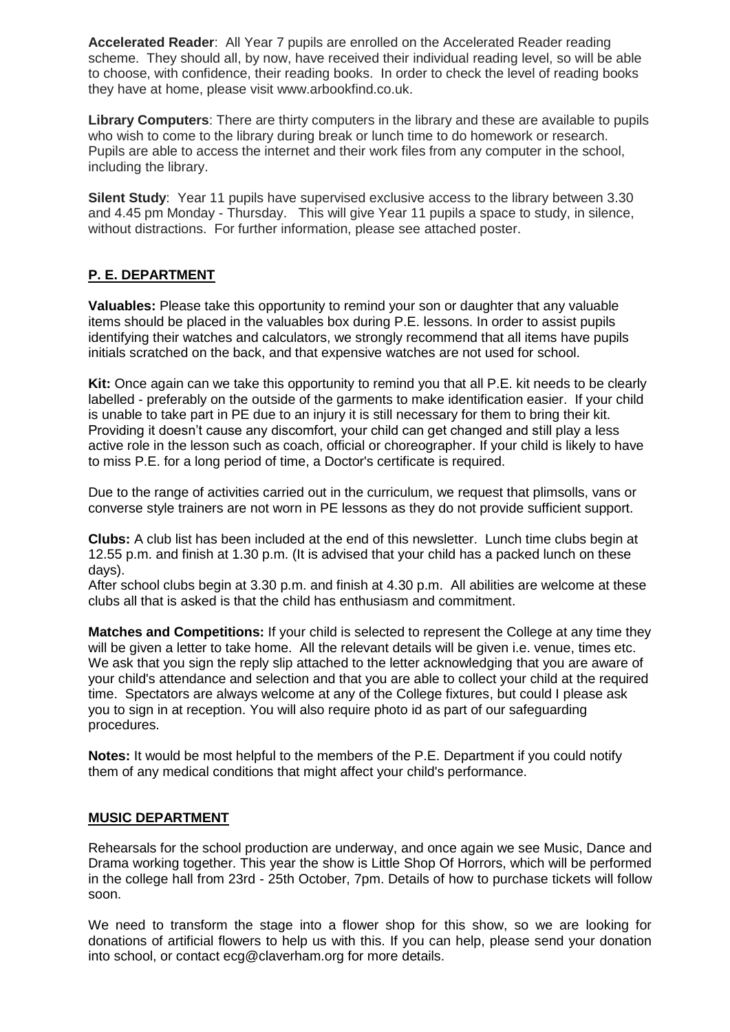**Accelerated Reader**: All Year 7 pupils are enrolled on the Accelerated Reader reading scheme. They should all, by now, have received their individual reading level, so will be able to choose, with confidence, their reading books. In order to check the level of reading books they have at home, please visit www.arbookfind.co.uk.

**Library Computers**: There are thirty computers in the library and these are available to pupils who wish to come to the library during break or lunch time to do homework or research. Pupils are able to access the internet and their work files from any computer in the school, including the library.

**Silent Study**: Year 11 pupils have supervised exclusive access to the library between 3.30 and 4.45 pm Monday - Thursday. This will give Year 11 pupils a space to study, in silence, without distractions. For further information, please see attached poster.

## P. E. DEPARTMENT

**Valuables:** Please take this opportunity to remind your son or daughter that any valuable items should be placed in the valuables box during P.E. lessons. In order to assist pupils identifying their watches and calculators, we strongly recommend that all items have pupils initials scratched on the back, and that expensive watches are not used for school.

**Kit:** Once again can we take this opportunity to remind you that all P.E. kit needs to be clearly labelled - preferably on the outside of the garments to make identification easier. If your child is unable to take part in PE due to an injury it is still necessary for them to bring their kit. Providing it doesn't cause any discomfort, your child can get changed and still play a less active role in the lesson such as coach, official or choreographer. If your child is likely to have to miss P.E. for a long period of time, a Doctor's certificate is required.

Due to the range of activities carried out in the curriculum, we request that plimsolls, vans or converse style trainers are not worn in PE lessons as they do not provide sufficient support.

**Clubs:** A club list has been included at the end of this newsletter. Lunch time clubs begin at 12.55 p.m. and finish at 1.30 p.m. (It is advised that your child has a packed lunch on these days).
After school clubs begin at 3.30 p.m. and finish at 4.30 p.m. All abilities are welcome at these clubs all that is asked is that the child has enthusiasm and commitment.

**Matches and Competitions:** If your child is selected to represent the College at any time they will be given a letter to take home. All the relevant details will be given i.e. venue, times etc. We ask that you sign the reply slip attached to the letter acknowledging that you are aware of your child's attendance and selection and that you are able to collect your child at the required time. Spectators are always welcome at any of the College fixtures, but could I please ask you to sign in at reception. You will also require photo id as part of our safeguarding procedures.

**Notes:** It would be most helpful to the members of the P.E. Department if you could notify them of any medical conditions that might affect your child's performance.

## MUSIC DEPARTMENT

Rehearsals for the school production are underway, and once again we see Music, Dance and Drama working together. This year the show is Little Shop Of Horrors, which will be performed in the college hall from 23rd - 25th October, 7pm. Details of how to purchase tickets will follow soon.

We need to transform the stage into a flower shop for this show, so we are looking for donations of artificial flowers to help us with this. If you can help, please send your donation into school, or contact ecg@claverham.org for more details.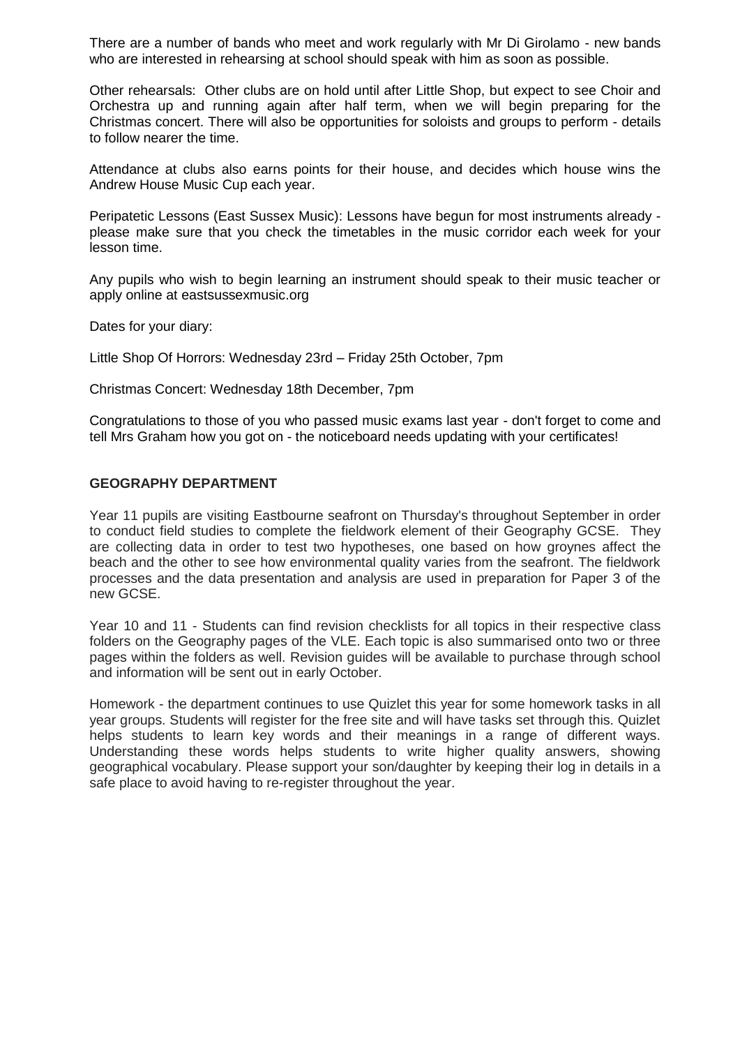There are a number of bands who meet and work regularly with Mr Di Girolamo - new bands who are interested in rehearsing at school should speak with him as soon as possible.

Other rehearsals: Other clubs are on hold until after Little Shop, but expect to see Choir and Orchestra up and running again after half term, when we will begin preparing for the Christmas concert. There will also be opportunities for soloists and groups to perform - details to follow nearer the time.

Attendance at clubs also earns points for their house, and decides which house wins the Andrew House Music Cup each year.

Peripatetic Lessons (East Sussex Music): Lessons have begun for most instruments already - please make sure that you check the timetables in the music corridor each week for your lesson time.

Any pupils who wish to begin learning an instrument should speak to their music teacher or apply online at eastsussexmusic.org

Dates for your diary:

Little Shop Of Horrors: Wednesday 23rd – Friday 25th October, 7pm

Christmas Concert: Wednesday 18th December, 7pm

Congratulations to those of you who passed music exams last year - don't forget to come and tell Mrs Graham how you got on - the noticeboard needs updating with your certificates!

## GEOGRAPHY DEPARTMENT

Year 11 pupils are visiting Eastbourne seafront on Thursday's throughout September in order to conduct field studies to complete the fieldwork element of their Geography GCSE. They are collecting data in order to test two hypotheses, one based on how groynes affect the beach and the other to see how environmental quality varies from the seafront. The fieldwork processes and the data presentation and analysis are used in preparation for Paper 3 of the new GCSE.

Year 10 and 11 - Students can find revision checklists for all topics in their respective class folders on the Geography pages of the VLE. Each topic is also summarised onto two or three pages within the folders as well. Revision guides will be available to purchase through school and information will be sent out in early October.

Homework - the department continues to use Quizlet this year for some homework tasks in all year groups. Students will register for the free site and will have tasks set through this. Quizlet helps students to learn key words and their meanings in a range of different ways. Understanding these words helps students to write higher quality answers, showing geographical vocabulary. Please support your son/daughter by keeping their log in details in a safe place to avoid having to re-register throughout the year.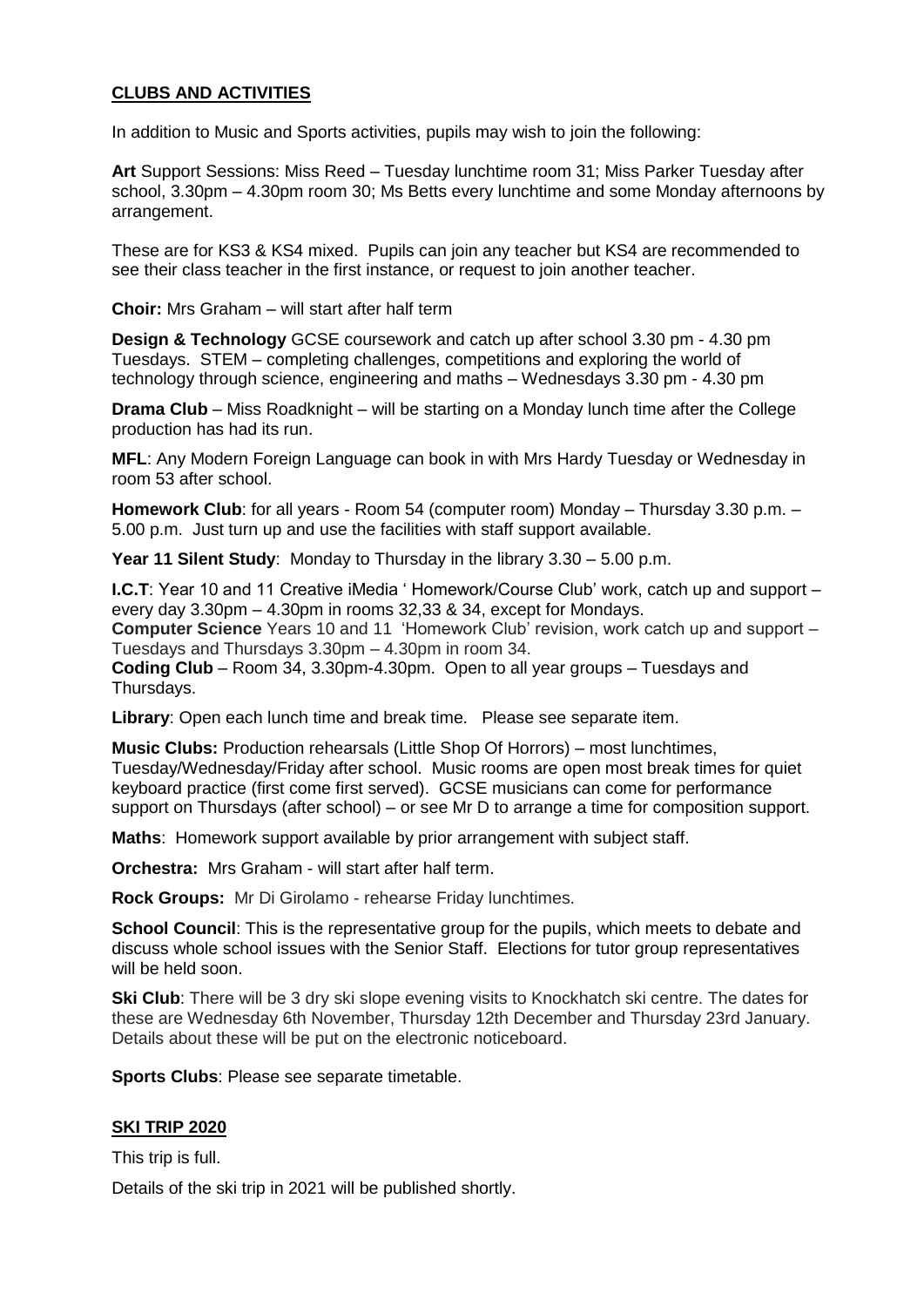## CLUBS AND ACTIVITIES

In addition to Music and Sports activities, pupils may wish to join the following:

**Art** Support Sessions: Miss Reed – Tuesday lunchtime room 31; Miss Parker Tuesday after school, 3.30pm – 4.30pm room 30; Ms Betts every lunchtime and some Monday afternoons by arrangement.

These are for KS3 & KS4 mixed. Pupils can join any teacher but KS4 are recommended to see their class teacher in the first instance, or request to join another teacher.

**Choir:** Mrs Graham – will start after half term

**Design & Technology** GCSE coursework and catch up after school 3.30 pm - 4.30 pm Tuesdays. STEM – completing challenges, competitions and exploring the world of technology through science, engineering and maths – Wednesdays 3.30 pm - 4.30 pm

**Drama Club** – Miss Roadknight – will be starting on a Monday lunch time after the College production has had its run.

**MFL**: Any Modern Foreign Language can book in with Mrs Hardy Tuesday or Wednesday in room 53 after school.

**Homework Club**: for all years - Room 54 (computer room) Monday – Thursday 3.30 p.m. – 5.00 p.m. Just turn up and use the facilities with staff support available.

**Year 11 Silent Study**: Monday to Thursday in the library 3.30 – 5.00 p.m.

**I.C.T**: Year 10 and 11 Creative iMedia ' Homework/Course Club' work, catch up and support – every day 3.30pm – 4.30pm in rooms 32,33 & 34, except for Mondays.
**Computer Science** Years 10 and 11 'Homework Club' revision, work catch up and support – Tuesdays and Thursdays 3.30pm – 4.30pm in room 34.
**Coding Club** – Room 34, 3.30pm-4.30pm. Open to all year groups – Tuesdays and Thursdays.

**Library**: Open each lunch time and break time. Please see separate item.

**Music Clubs:** Production rehearsals (Little Shop Of Horrors) – most lunchtimes, Tuesday/Wednesday/Friday after school. Music rooms are open most break times for quiet keyboard practice (first come first served). GCSE musicians can come for performance support on Thursdays (after school) – or see Mr D to arrange a time for composition support.

**Maths**: Homework support available by prior arrangement with subject staff.

**Orchestra:** Mrs Graham - will start after half term.

**Rock Groups:** Mr Di Girolamo - rehearse Friday lunchtimes.

**School Council**: This is the representative group for the pupils, which meets to debate and discuss whole school issues with the Senior Staff. Elections for tutor group representatives will be held soon.

**Ski Club**: There will be 3 dry ski slope evening visits to Knockhatch ski centre. The dates for these are Wednesday 6th November, Thursday 12th December and Thursday 23rd January. Details about these will be put on the electronic noticeboard.

**Sports Clubs**: Please see separate timetable.

## SKI TRIP 2020

This trip is full.

Details of the ski trip in 2021 will be published shortly.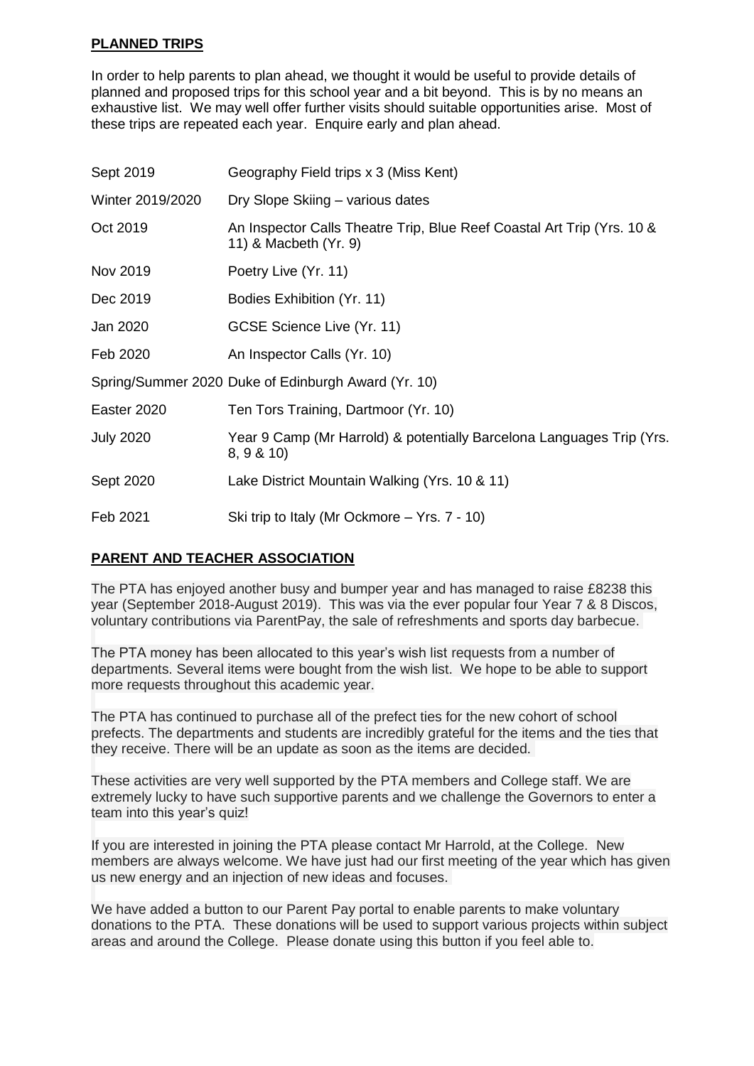## PLANNED TRIPS

In order to help parents to plan ahead, we thought it would be useful to provide details of planned and proposed trips for this school year and a bit beyond. This is by no means an exhaustive list. We may well offer further visits should suitable opportunities arise. Most of these trips are repeated each year. Enquire early and plan ahead.

| | |
|---|---|
| Sept 2019 | Geography Field trips x 3 (Miss Kent) |
| Winter 2019/2020 | Dry Slope Skiing – various dates |
| Oct 2019 | An Inspector Calls Theatre Trip, Blue Reef Coastal Art Trip (Yrs. 10 & 11) & Macbeth (Yr. 9) |
| Nov 2019 | Poetry Live (Yr. 11) |
| Dec 2019 | Bodies Exhibition (Yr. 11) |
| Jan 2020 | GCSE Science Live (Yr. 11) |
| Feb 2020 | An Inspector Calls (Yr. 10) |
| Spring/Summer 2020 | Duke of Edinburgh Award (Yr. 10) |
| Easter 2020 | Ten Tors Training, Dartmoor (Yr. 10) |
| July 2020 | Year 9 Camp (Mr Harrold) & potentially Barcelona Languages Trip (Yrs. 8, 9 & 10) |
| Sept 2020 | Lake District Mountain Walking (Yrs. 10 & 11) |
| Feb 2021 | Ski trip to Italy (Mr Ockmore – Yrs. 7 - 10) |

## PARENT AND TEACHER ASSOCIATION

The PTA has enjoyed another busy and bumper year and has managed to raise £8238 this year (September 2018-August 2019). This was via the ever popular four Year 7 & 8 Discos, voluntary contributions via ParentPay, the sale of refreshments and sports day barbecue.

The PTA money has been allocated to this year's wish list requests from a number of departments. Several items were bought from the wish list. We hope to be able to support more requests throughout this academic year.

The PTA has continued to purchase all of the prefect ties for the new cohort of school prefects. The departments and students are incredibly grateful for the items and the ties that they receive. There will be an update as soon as the items are decided.

These activities are very well supported by the PTA members and College staff. We are extremely lucky to have such supportive parents and we challenge the Governors to enter a team into this year's quiz!

If you are interested in joining the PTA please contact Mr Harrold, at the College. New members are always welcome. We have just had our first meeting of the year which has given us new energy and an injection of new ideas and focuses.

We have added a button to our Parent Pay portal to enable parents to make voluntary donations to the PTA. These donations will be used to support various projects within subject areas and around the College. Please donate using this button if you feel able to.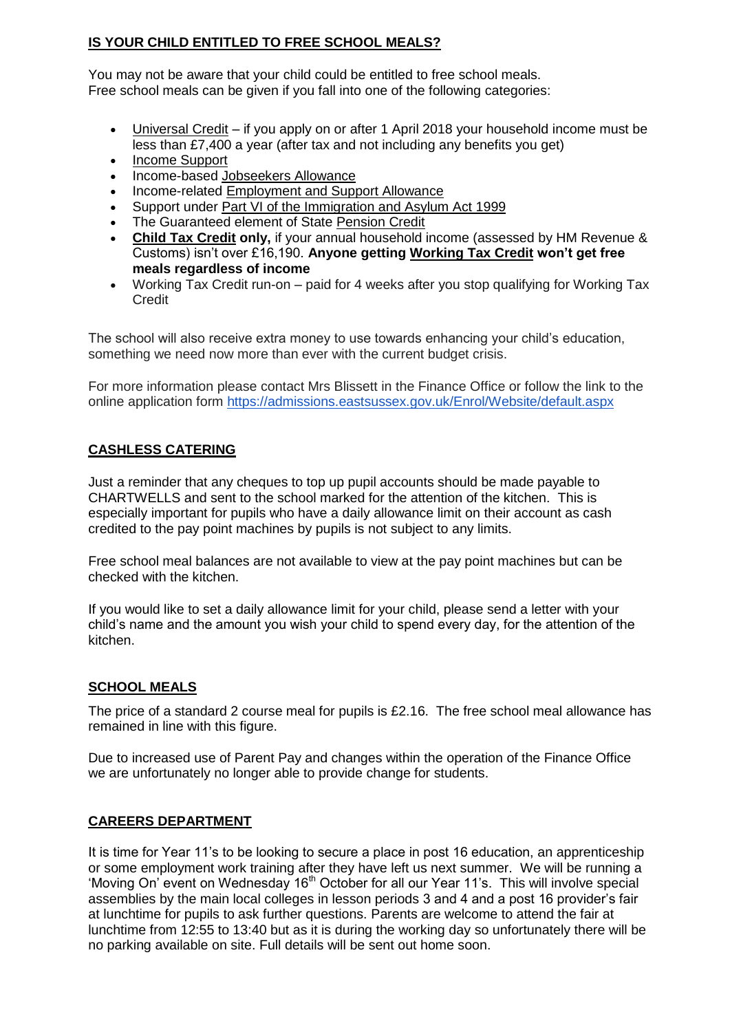## IS YOUR CHILD ENTITLED TO FREE SCHOOL MEALS?

You may not be aware that your child could be entitled to free school meals.
Free school meals can be given if you fall into one of the following categories:

- Universal Credit – if you apply on or after 1 April 2018 your household income must be less than £7,400 a year (after tax and not including any benefits you get)
- Income Support
- Income-based Jobseekers Allowance
- Income-related Employment and Support Allowance
- Support under Part VI of the Immigration and Asylum Act 1999
- The Guaranteed element of State Pension Credit
- **Child Tax Credit only,** if your annual household income (assessed by HM Revenue & Customs) isn't over £16,190. **Anyone getting Working Tax Credit won't get free meals regardless of income**
- Working Tax Credit run-on – paid for 4 weeks after you stop qualifying for Working Tax Credit

The school will also receive extra money to use towards enhancing your child's education, something we need now more than ever with the current budget crisis.

For more information please contact Mrs Blissett in the Finance Office or follow the link to the online application form https://admissions.eastsussex.gov.uk/Enrol/Website/default.aspx

## CASHLESS CATERING

Just a reminder that any cheques to top up pupil accounts should be made payable to CHARTWELLS and sent to the school marked for the attention of the kitchen. This is especially important for pupils who have a daily allowance limit on their account as cash credited to the pay point machines by pupils is not subject to any limits.

Free school meal balances are not available to view at the pay point machines but can be checked with the kitchen.

If you would like to set a daily allowance limit for your child, please send a letter with your child's name and the amount you wish your child to spend every day, for the attention of the kitchen.

## SCHOOL MEALS

The price of a standard 2 course meal for pupils is £2.16. The free school meal allowance has remained in line with this figure.

Due to increased use of Parent Pay and changes within the operation of the Finance Office we are unfortunately no longer able to provide change for students.

## CAREERS DEPARTMENT

It is time for Year 11's to be looking to secure a place in post 16 education, an apprenticeship or some employment work training after they have left us next summer. We will be running a 'Moving On' event on Wednesday 16th October for all our Year 11's. This will involve special assemblies by the main local colleges in lesson periods 3 and 4 and a post 16 provider's fair at lunchtime for pupils to ask further questions. Parents are welcome to attend the fair at lunchtime from 12:55 to 13:40 but as it is during the working day so unfortunately there will be no parking available on site. Full details will be sent out home soon.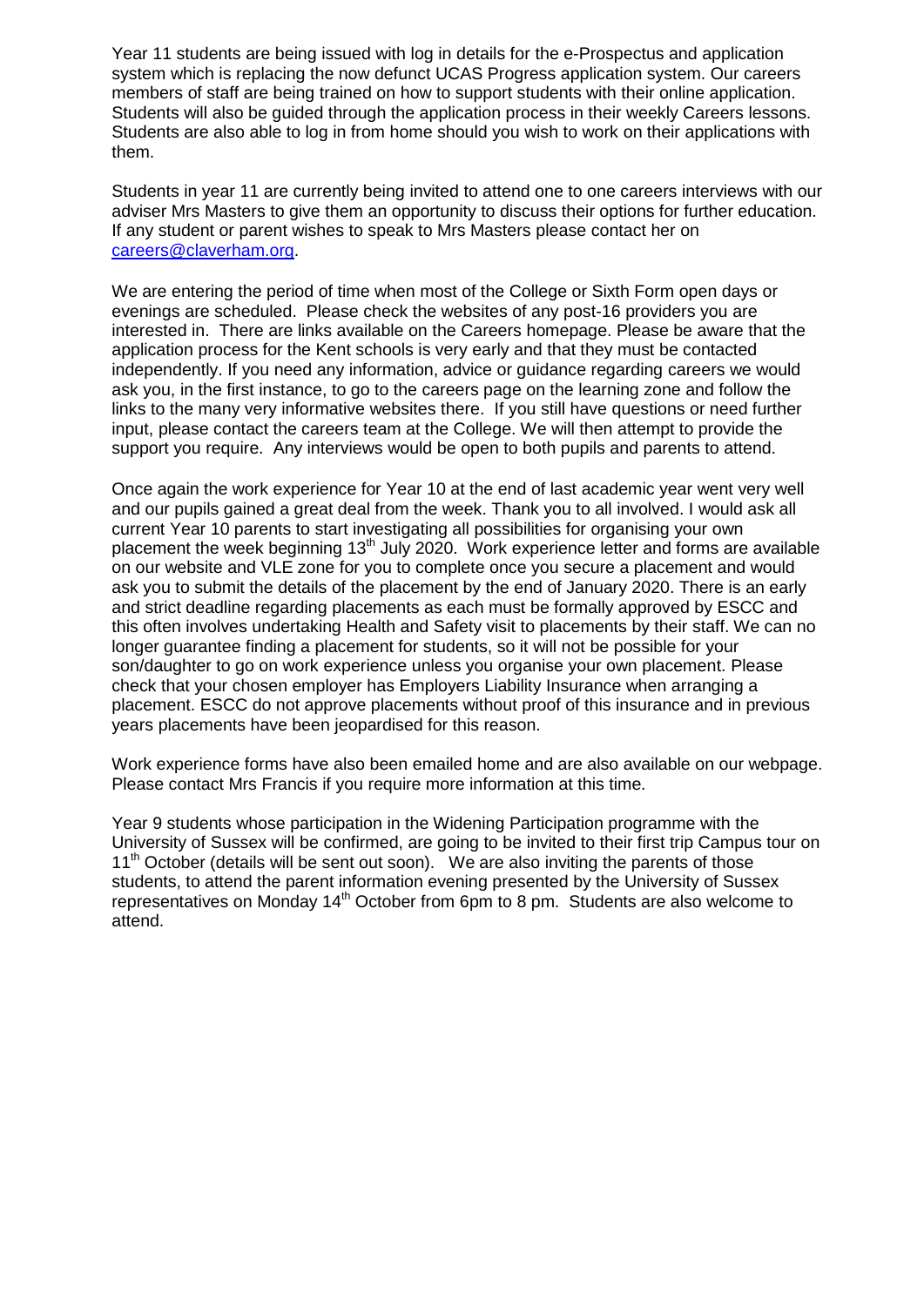Year 11 students are being issued with log in details for the e-Prospectus and application system which is replacing the now defunct UCAS Progress application system. Our careers members of staff are being trained on how to support students with their online application. Students will also be guided through the application process in their weekly Careers lessons. Students are also able to log in from home should you wish to work on their applications with them.

Students in year 11 are currently being invited to attend one to one careers interviews with our adviser Mrs Masters to give them an opportunity to discuss their options for further education. If any student or parent wishes to speak to Mrs Masters please contact her on careers@claverham.org.

We are entering the period of time when most of the College or Sixth Form open days or evenings are scheduled. Please check the websites of any post-16 providers you are interested in. There are links available on the Careers homepage. Please be aware that the application process for the Kent schools is very early and that they must be contacted independently. If you need any information, advice or guidance regarding careers we would ask you, in the first instance, to go to the careers page on the learning zone and follow the links to the many very informative websites there. If you still have questions or need further input, please contact the careers team at the College. We will then attempt to provide the support you require. Any interviews would be open to both pupils and parents to attend.

Once again the work experience for Year 10 at the end of last academic year went very well and our pupils gained a great deal from the week. Thank you to all involved. I would ask all current Year 10 parents to start investigating all possibilities for organising your own placement the week beginning 13th July 2020. Work experience letter and forms are available on our website and VLE zone for you to complete once you secure a placement and would ask you to submit the details of the placement by the end of January 2020. There is an early and strict deadline regarding placements as each must be formally approved by ESCC and this often involves undertaking Health and Safety visit to placements by their staff. We can no longer guarantee finding a placement for students, so it will not be possible for your son/daughter to go on work experience unless you organise your own placement. Please check that your chosen employer has Employers Liability Insurance when arranging a placement. ESCC do not approve placements without proof of this insurance and in previous years placements have been jeopardised for this reason.

Work experience forms have also been emailed home and are also available on our webpage. Please contact Mrs Francis if you require more information at this time.

Year 9 students whose participation in the Widening Participation programme with the University of Sussex will be confirmed, are going to be invited to their first trip Campus tour on 11th October (details will be sent out soon). We are also inviting the parents of those students, to attend the parent information evening presented by the University of Sussex representatives on Monday 14th October from 6pm to 8 pm. Students are also welcome to attend.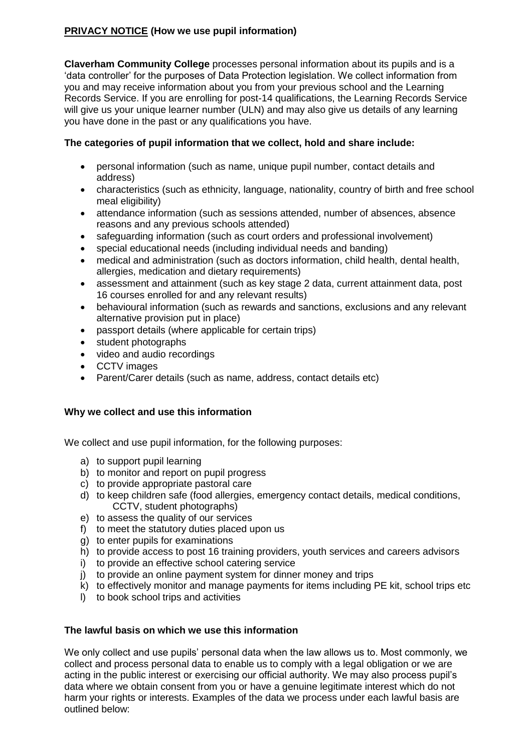## **PRIVACY NOTICE (How we use pupil information)**

**Claverham Community College** processes personal information about its pupils and is a 'data controller' for the purposes of Data Protection legislation. We collect information from you and may receive information about you from your previous school and the Learning Records Service. If you are enrolling for post-14 qualifications, the Learning Records Service will give us your unique learner number (ULN) and may also give us details of any learning you have done in the past or any qualifications you have.

**The categories of pupil information that we collect, hold and share include:**

- personal information (such as name, unique pupil number, contact details and address)
- characteristics (such as ethnicity, language, nationality, country of birth and free school meal eligibility)
- attendance information (such as sessions attended, number of absences, absence reasons and any previous schools attended)
- safeguarding information (such as court orders and professional involvement)
- special educational needs (including individual needs and banding)
- medical and administration (such as doctors information, child health, dental health, allergies, medication and dietary requirements)
- assessment and attainment (such as key stage 2 data, current attainment data, post 16 courses enrolled for and any relevant results)
- behavioural information (such as rewards and sanctions, exclusions and any relevant alternative provision put in place)
- passport details (where applicable for certain trips)
- student photographs
- video and audio recordings
- CCTV images
- Parent/Carer details (such as name, address, contact details etc)

**Why we collect and use this information**

We collect and use pupil information, for the following purposes:

a) to support pupil learning
b) to monitor and report on pupil progress
c) to provide appropriate pastoral care
d) to keep children safe (food allergies, emergency contact details, medical conditions, CCTV, student photographs)
e) to assess the quality of our services
f) to meet the statutory duties placed upon us
g) to enter pupils for examinations
h) to provide access to post 16 training providers, youth services and careers advisors
i) to provide an effective school catering service
j) to provide an online payment system for dinner money and trips
k) to effectively monitor and manage payments for items including PE kit, school trips etc
l) to book school trips and activities

**The lawful basis on which we use this information**

We only collect and use pupils' personal data when the law allows us to. Most commonly, we collect and process personal data to enable us to comply with a legal obligation or we are acting in the public interest or exercising our official authority. We may also process pupil's data where we obtain consent from you or have a genuine legitimate interest which do not harm your rights or interests. Examples of the data we process under each lawful basis are outlined below: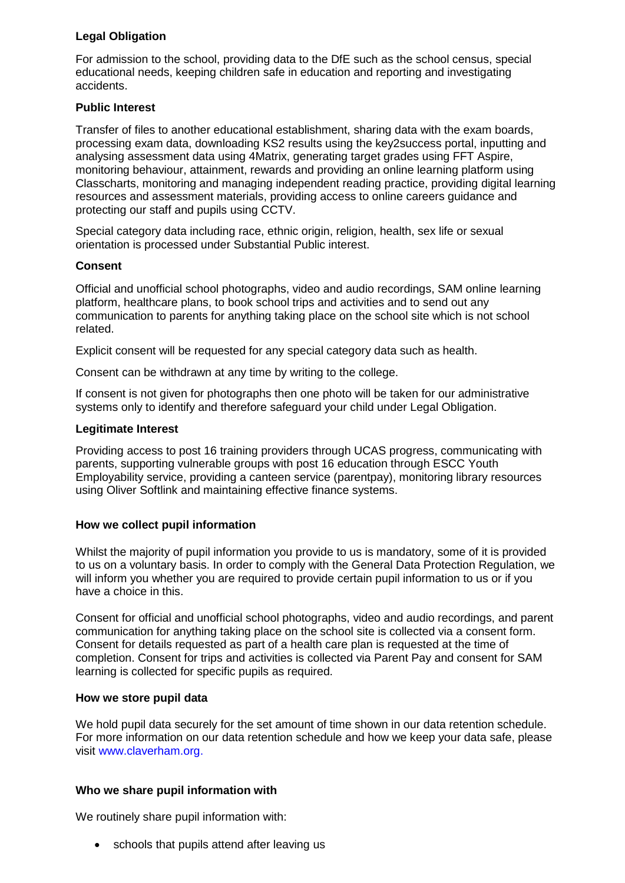**Legal Obligation**

For admission to the school, providing data to the DfE such as the school census, special educational needs, keeping children safe in education and reporting and investigating accidents.

**Public Interest**

Transfer of files to another educational establishment, sharing data with the exam boards, processing exam data, downloading KS2 results using the key2success portal, inputting and analysing assessment data using 4Matrix, generating target grades using FFT Aspire, monitoring behaviour, attainment, rewards and providing an online learning platform using Classcharts, monitoring and managing independent reading practice, providing digital learning resources and assessment materials, providing access to online careers guidance and protecting our staff and pupils using CCTV.

Special category data including race, ethnic origin, religion, health, sex life or sexual orientation is processed under Substantial Public interest.

**Consent**

Official and unofficial school photographs, video and audio recordings, SAM online learning platform, healthcare plans, to book school trips and activities and to send out any communication to parents for anything taking place on the school site which is not school related.

Explicit consent will be requested for any special category data such as health.

Consent can be withdrawn at any time by writing to the college.

If consent is not given for photographs then one photo will be taken for our administrative systems only to identify and therefore safeguard your child under Legal Obligation.

**Legitimate Interest**

Providing access to post 16 training providers through UCAS progress, communicating with parents, supporting vulnerable groups with post 16 education through ESCC Youth Employability service, providing a canteen service (parentpay), monitoring library resources using Oliver Softlink and maintaining effective finance systems.

**How we collect pupil information**

Whilst the majority of pupil information you provide to us is mandatory, some of it is provided to us on a voluntary basis. In order to comply with the General Data Protection Regulation, we will inform you whether you are required to provide certain pupil information to us or if you have a choice in this.

Consent for official and unofficial school photographs, video and audio recordings, and parent communication for anything taking place on the school site is collected via a consent form. Consent for details requested as part of a health care plan is requested at the time of completion. Consent for trips and activities is collected via Parent Pay and consent for SAM learning is collected for specific pupils as required.

**How we store pupil data**

We hold pupil data securely for the set amount of time shown in our data retention schedule. For more information on our data retention schedule and how we keep your data safe, please visit www.claverham.org.

**Who we share pupil information with**

We routinely share pupil information with:

- schools that pupils attend after leaving us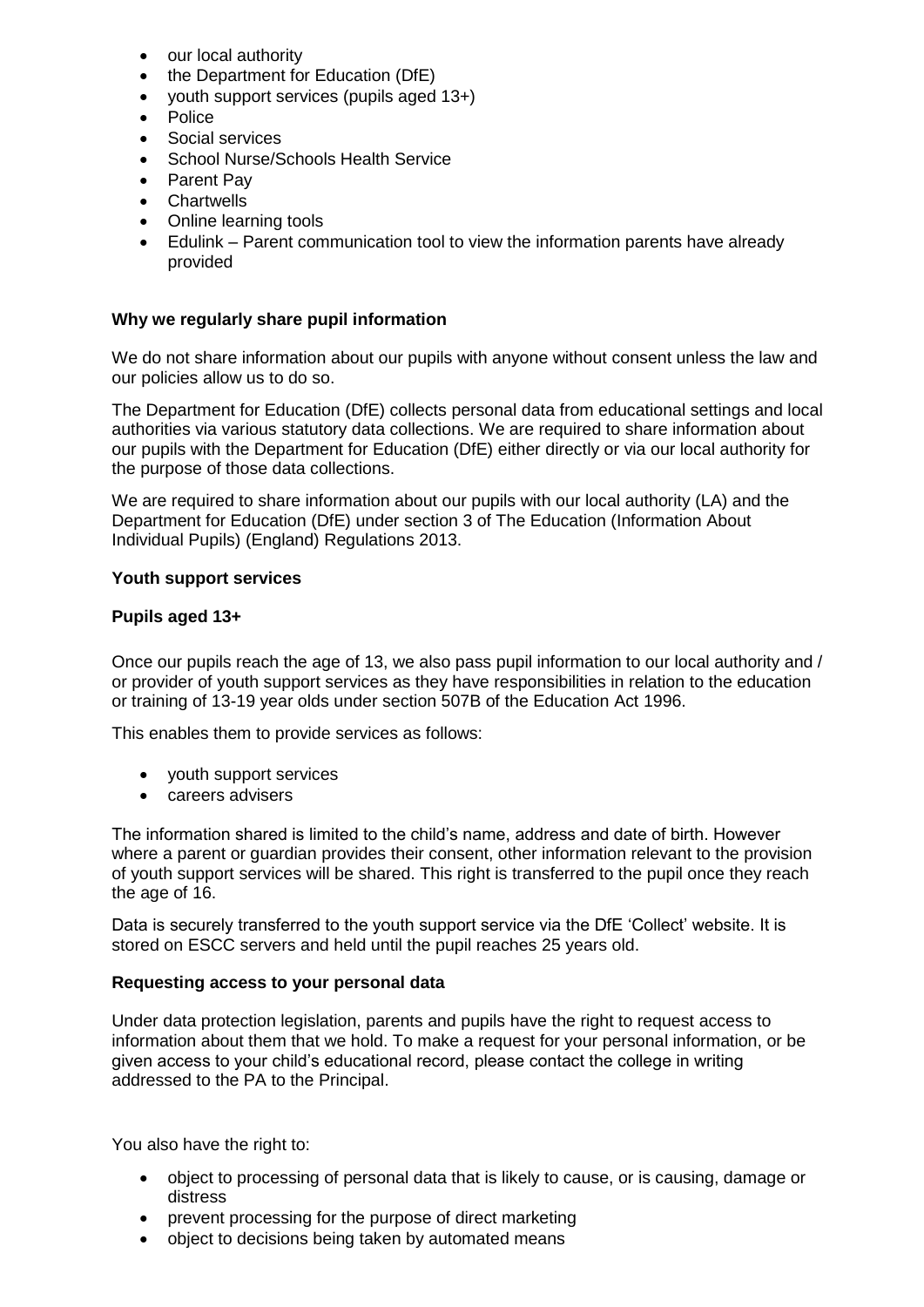- our local authority
- the Department for Education (DfE)
- youth support services (pupils aged 13+)
- Police
- Social services
- School Nurse/Schools Health Service
- Parent Pay
- Chartwells
- Online learning tools
- Edulink – Parent communication tool to view the information parents have already provided

**Why we regularly share pupil information**

We do not share information about our pupils with anyone without consent unless the law and our policies allow us to do so.

The Department for Education (DfE) collects personal data from educational settings and local authorities via various statutory data collections. We are required to share information about our pupils with the Department for Education (DfE) either directly or via our local authority for the purpose of those data collections.

We are required to share information about our pupils with our local authority (LA) and the Department for Education (DfE) under section 3 of The Education (Information About Individual Pupils) (England) Regulations 2013.

**Youth support services**

**Pupils aged 13+**

Once our pupils reach the age of 13, we also pass pupil information to our local authority and / or provider of youth support services as they have responsibilities in relation to the education or training of 13-19 year olds under section 507B of the Education Act 1996.

This enables them to provide services as follows:

- youth support services
- careers advisers

The information shared is limited to the child's name, address and date of birth. However where a parent or guardian provides their consent, other information relevant to the provision of youth support services will be shared. This right is transferred to the pupil once they reach the age of 16.

Data is securely transferred to the youth support service via the DfE 'Collect' website. It is stored on ESCC servers and held until the pupil reaches 25 years old.

**Requesting access to your personal data**

Under data protection legislation, parents and pupils have the right to request access to information about them that we hold. To make a request for your personal information, or be given access to your child's educational record, please contact the college in writing addressed to the PA to the Principal.

You also have the right to:

- object to processing of personal data that is likely to cause, or is causing, damage or distress
- prevent processing for the purpose of direct marketing
- object to decisions being taken by automated means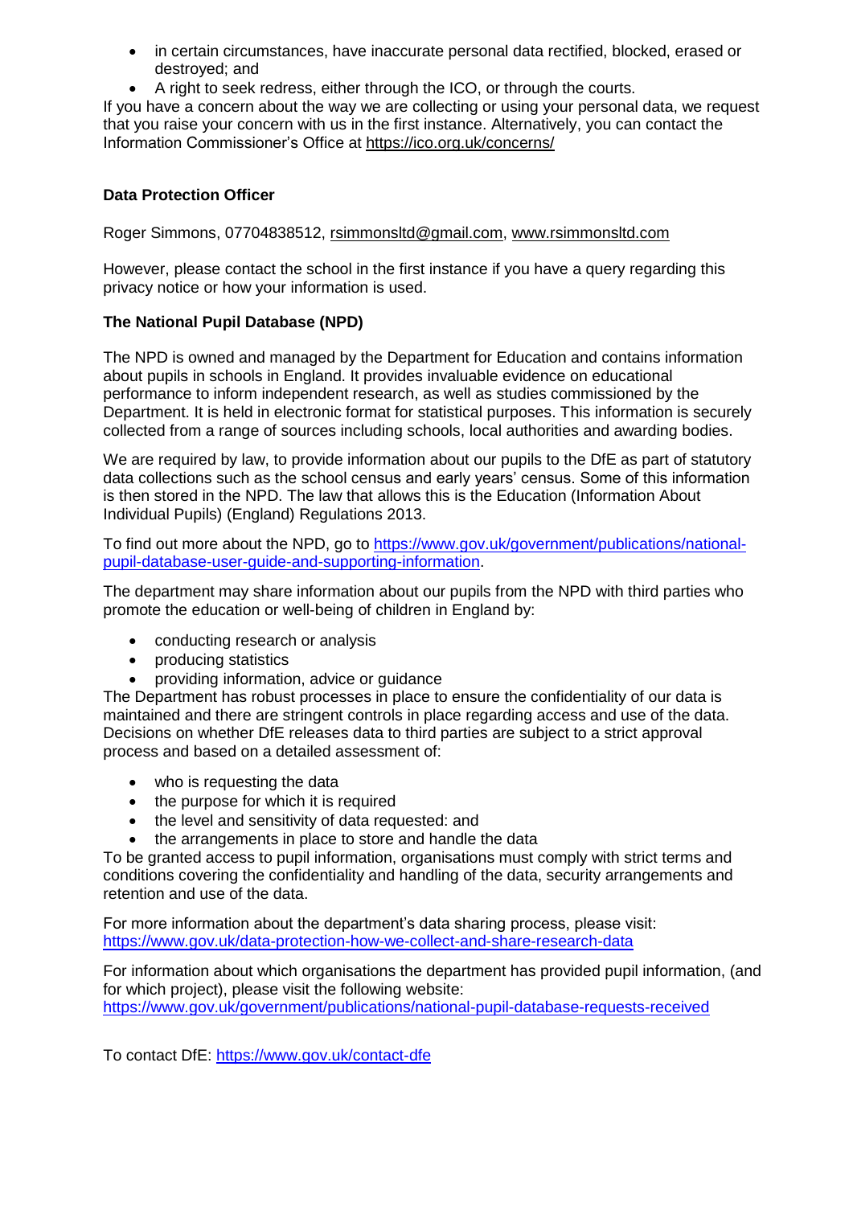- in certain circumstances, have inaccurate personal data rectified, blocked, erased or destroyed; and
- A right to seek redress, either through the ICO, or through the courts.

If you have a concern about the way we are collecting or using your personal data, we request that you raise your concern with us in the first instance. Alternatively, you can contact the Information Commissioner's Office at https://ico.org.uk/concerns/

**Data Protection Officer**

Roger Simmons, 07704838512, rsimmonsltd@gmail.com, www.rsimmonsltd.com

However, please contact the school in the first instance if you have a query regarding this privacy notice or how your information is used.

**The National Pupil Database (NPD)**

The NPD is owned and managed by the Department for Education and contains information about pupils in schools in England. It provides invaluable evidence on educational performance to inform independent research, as well as studies commissioned by the Department. It is held in electronic format for statistical purposes. This information is securely collected from a range of sources including schools, local authorities and awarding bodies.

We are required by law, to provide information about our pupils to the DfE as part of statutory data collections such as the school census and early years' census. Some of this information is then stored in the NPD. The law that allows this is the Education (Information About Individual Pupils) (England) Regulations 2013.

To find out more about the NPD, go to https://www.gov.uk/government/publications/national-pupil-database-user-guide-and-supporting-information.

The department may share information about our pupils from the NPD with third parties who promote the education or well-being of children in England by:

- conducting research or analysis
- producing statistics
- providing information, advice or guidance

The Department has robust processes in place to ensure the confidentiality of our data is maintained and there are stringent controls in place regarding access and use of the data. Decisions on whether DfE releases data to third parties are subject to a strict approval process and based on a detailed assessment of:

- who is requesting the data
- the purpose for which it is required
- the level and sensitivity of data requested: and
- the arrangements in place to store and handle the data

To be granted access to pupil information, organisations must comply with strict terms and conditions covering the confidentiality and handling of the data, security arrangements and retention and use of the data.

For more information about the department's data sharing process, please visit: https://www.gov.uk/data-protection-how-we-collect-and-share-research-data

For information about which organisations the department has provided pupil information, (and for which project), please visit the following website: https://www.gov.uk/government/publications/national-pupil-database-requests-received

To contact DfE: https://www.gov.uk/contact-dfe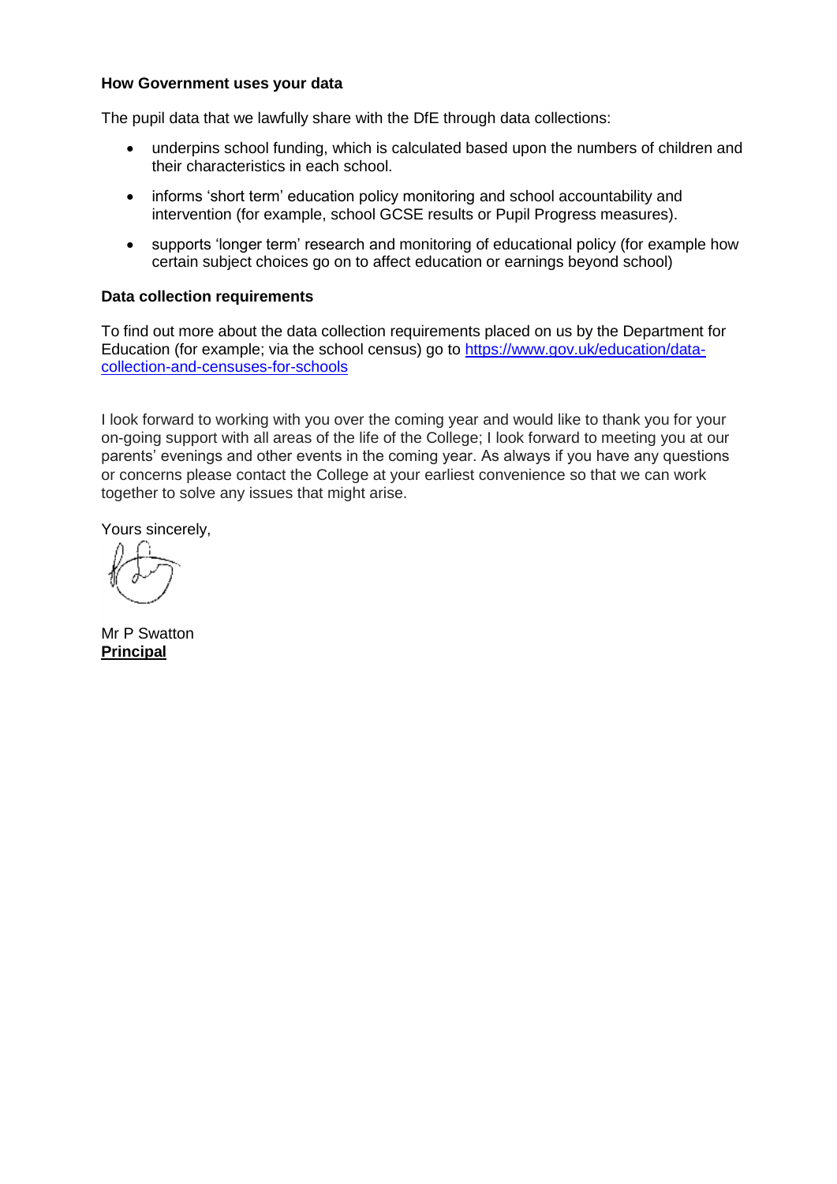**How Government uses your data**

The pupil data that we lawfully share with the DfE through data collections:

- underpins school funding, which is calculated based upon the numbers of children and their characteristics in each school.
- informs 'short term' education policy monitoring and school accountability and intervention (for example, school GCSE results or Pupil Progress measures).
- supports 'longer term' research and monitoring of educational policy (for example how certain subject choices go on to affect education or earnings beyond school)

**Data collection requirements**

To find out more about the data collection requirements placed on us by the Department for Education (for example; via the school census) go to [https://www.gov.uk/education/data-collection-and-censuses-for-schools](https://www.gov.uk/education/data-collection-and-censuses-for-schools)

I look forward to working with you over the coming year and would like to thank you for your on-going support with all areas of the life of the College; I look forward to meeting you at our parents' evenings and other events in the coming year. As always if you have any questions or concerns please contact the College at your earliest convenience so that we can work together to solve any issues that might arise.

Yours sincerely,

Mr P Swatton
**Principal**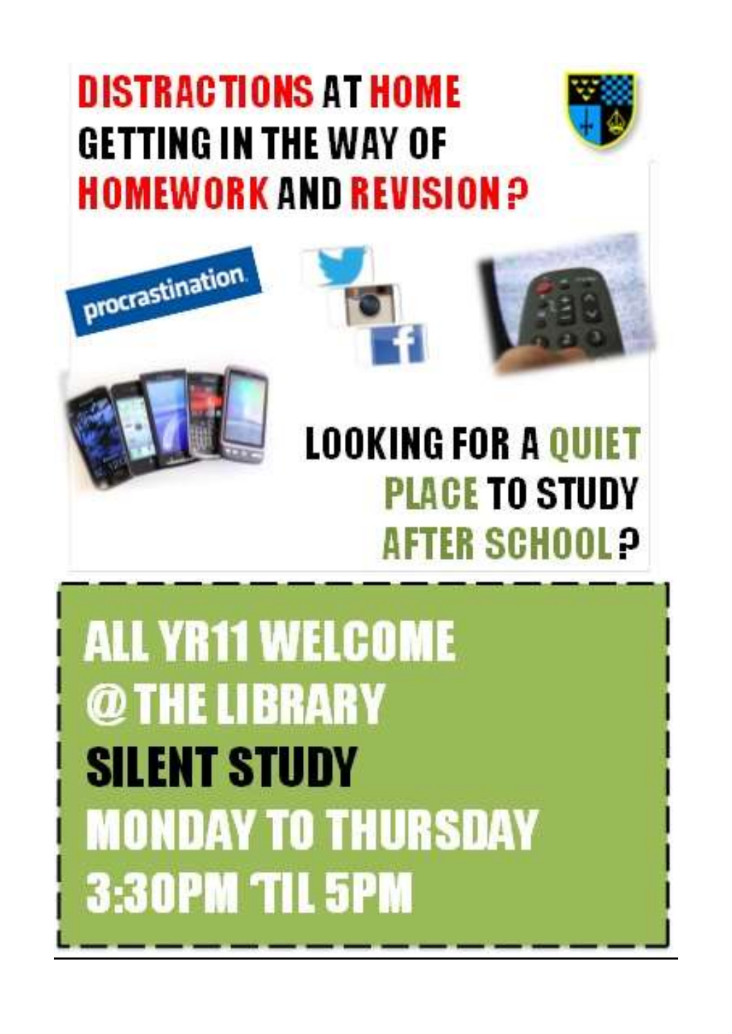# DISTRACTIONS AT HOME GETTING IN THE WAY OF HOMEWORK AND REVISION?

procrastination

## LOOKING FOR A QUIET PLACE TO STUDY AFTER SCHOOL?

**ALL YR11 WELCOME**
**@ THE LIBRARY**
**SILENT STUDY**
**MONDAY TO THURSDAY**
**3:30PM 'TIL 5PM**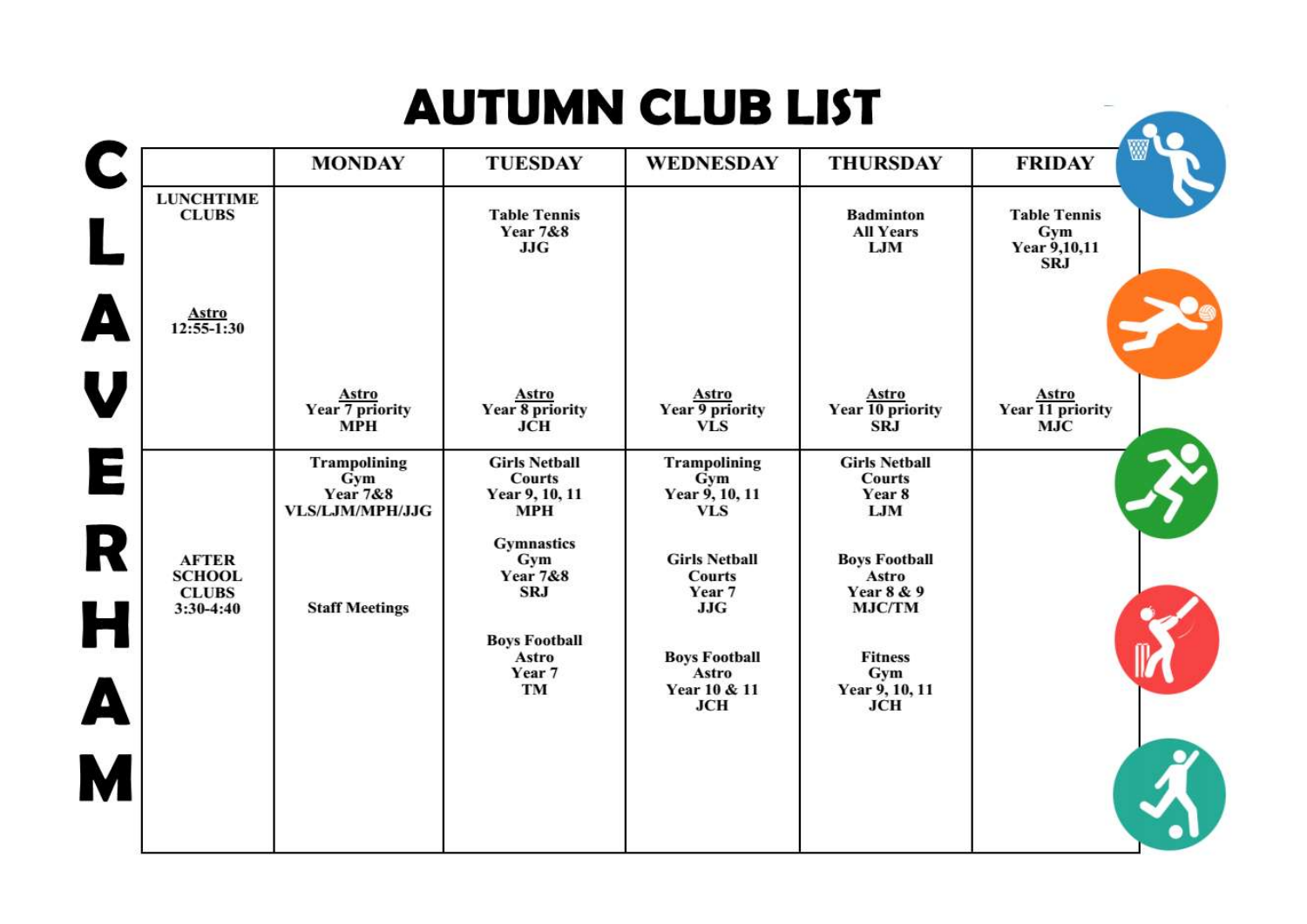# AUTUMN CLUB LIST

CLAVERHAM

| | MONDAY | TUESDAY | WEDNESDAY | THURSDAY | FRIDAY |
|---|---|---|---|---|---|
| LUNCHTIME CLUBS | | Table Tennis<br>Year 7&8<br>JJG | | Badminton<br>All Years<br>LJM | Table Tennis<br>Gym<br>Year 9,10,11<br>SRJ |
| <u>Astro</u><br>12:55-1:30 | <u>Astro</u><br>Year 7 priority<br>MPH | <u>Astro</u><br>Year 8 priority<br>JCH | <u>Astro</u><br>Year 9 priority<br>VLS | <u>Astro</u><br>Year 10 priority<br>SRJ | <u>Astro</u><br>Year 11 priority<br>MJC |
| AFTER SCHOOL CLUBS<br>3:30-4:40 | Trampolining<br>Gym<br>Year 7&8<br>VLS/LJM/MPH/JJG<br><br>Staff Meetings | Girls Netball<br>Courts<br>Year 9, 10, 11<br>MPH<br><br>Gymnastics<br>Gym<br>Year 7&8<br>SRJ<br><br>Boys Football<br>Astro<br>Year 7<br>TM | Trampolining<br>Gym<br>Year 9, 10, 11<br>VLS<br><br>Girls Netball<br>Courts<br>Year 7<br>JJG<br><br>Boys Football<br>Astro<br>Year 10 & 11<br>JCH | Girls Netball<br>Courts<br>Year 8<br>LJM<br><br>Boys Football<br>Astro<br>Year 8 & 9<br>MJC/TM<br><br>Fitness<br>Gym<br>Year 9, 10, 11<br>JCH | |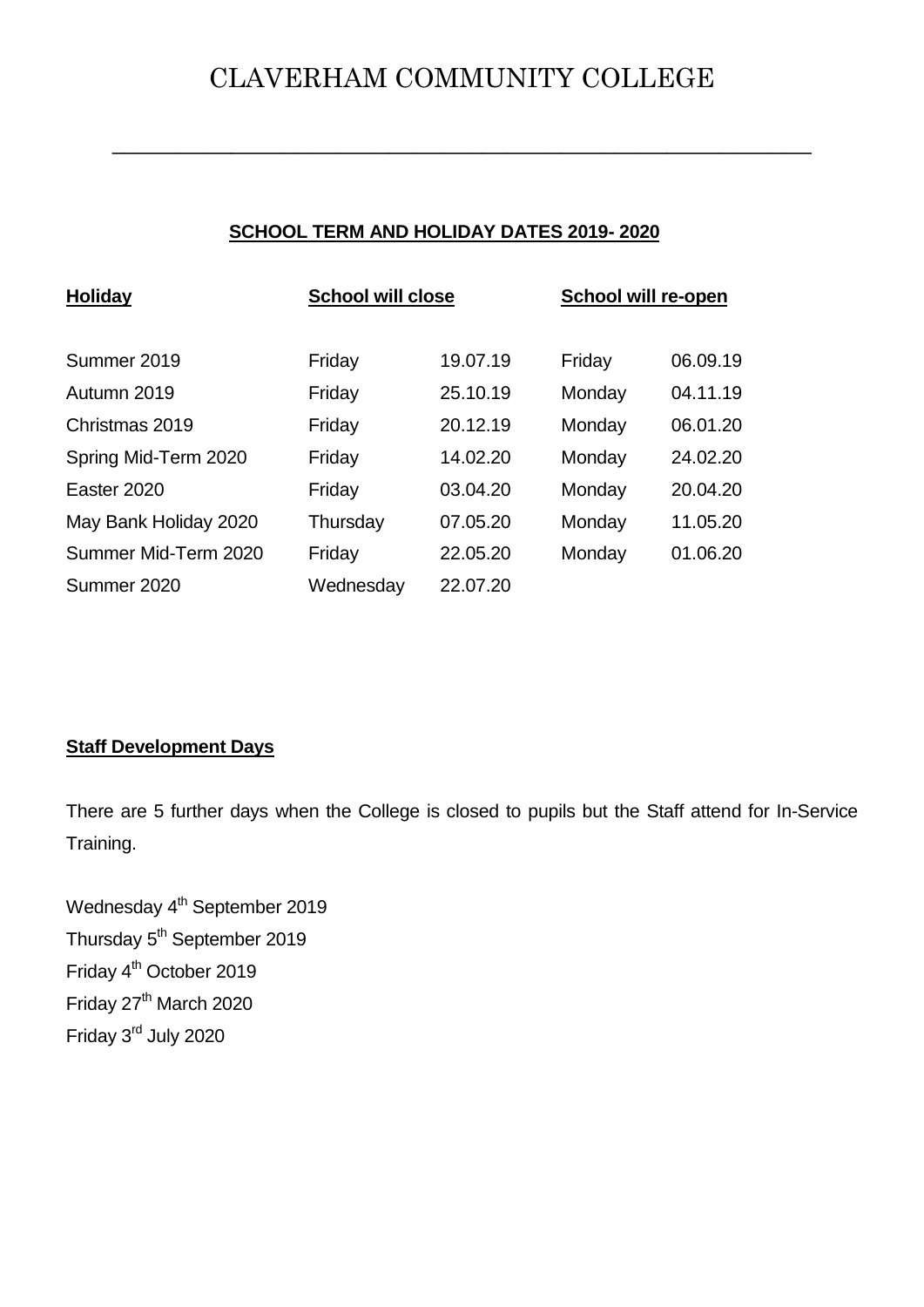# CLAVERHAM COMMUNITY COLLEGE

---

## SCHOOL TERM AND HOLIDAY DATES 2019- 2020

| Holiday | School will close | | School will re-open | |
|---|---|---|---|---|
| Summer 2019 | Friday | 19.07.19 | Friday | 06.09.19 |
| Autumn 2019 | Friday | 25.10.19 | Monday | 04.11.19 |
| Christmas 2019 | Friday | 20.12.19 | Monday | 06.01.20 |
| Spring Mid-Term 2020 | Friday | 14.02.20 | Monday | 24.02.20 |
| Easter 2020 | Friday | 03.04.20 | Monday | 20.04.20 |
| May Bank Holiday 2020 | Thursday | 07.05.20 | Monday | 11.05.20 |
| Summer Mid-Term 2020 | Friday | 22.05.20 | Monday | 01.06.20 |
| Summer 2020 | Wednesday | 22.07.20 | | |

### Staff Development Days

There are 5 further days when the College is closed to pupils but the Staff attend for In-Service Training.

Wednesday 4th September 2019
Thursday 5th September 2019
Friday 4th October 2019
Friday 27th March 2020
Friday 3rd July 2020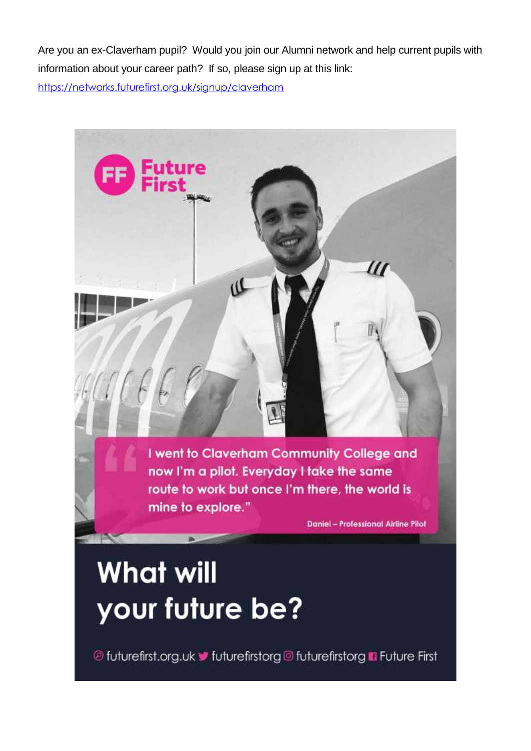Are you an ex-Claverham pupil? Would you join our Alumni network and help current pupils with information about your career path? If so, please sign up at this link: https://networks.futurefirst.org.uk/signup/claverham

Future First

"I went to Claverham Community College and now I'm a pilot. Everyday I take the same route to work but once I'm there, the world is mine to explore."

Daniel – Professional Airline Pilot

# What will your future be?

futurefirst.org.uk futurefirstorg futurefirstorg Future First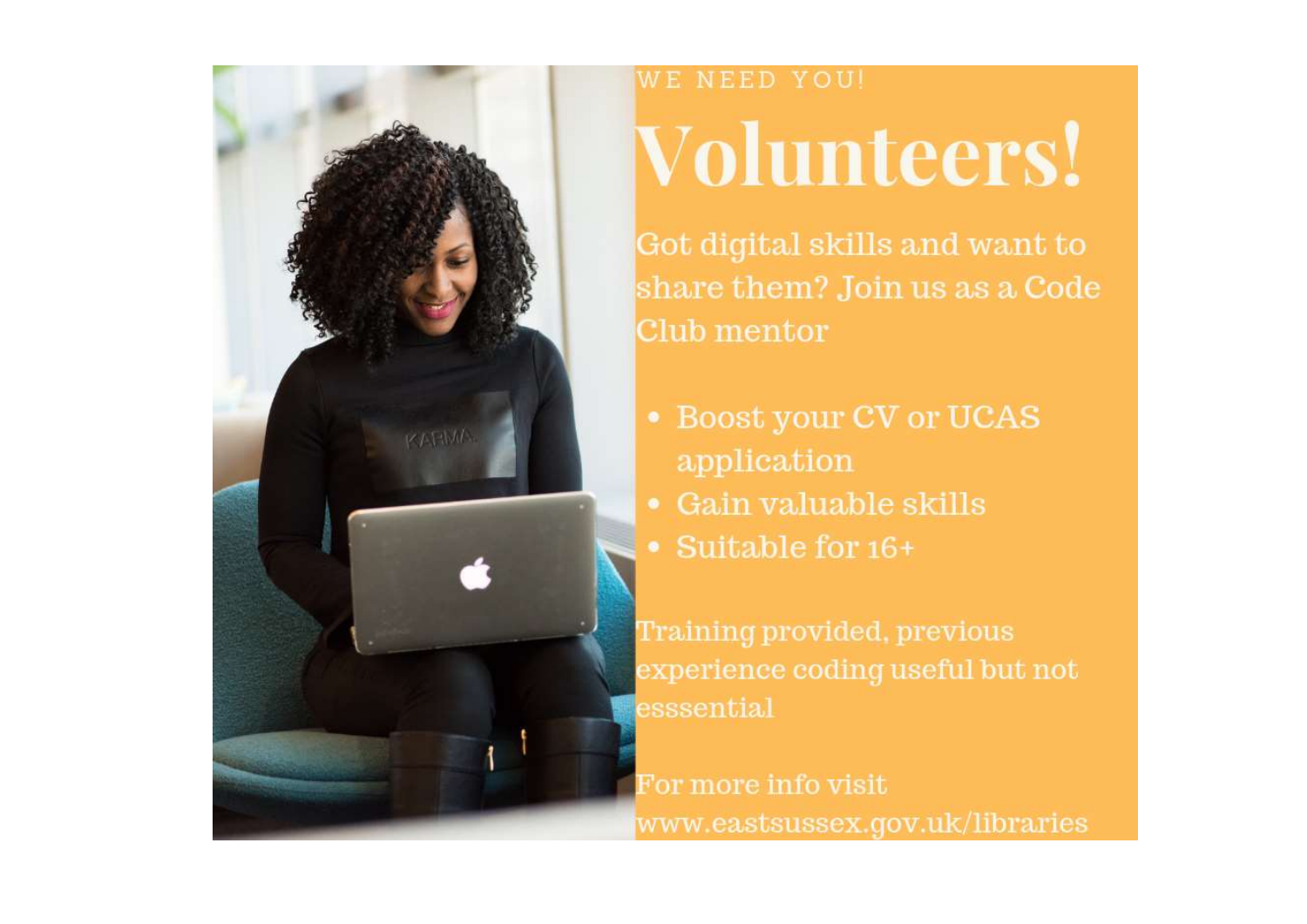WE NEED YOU!

# Volunteers!

Got digital skills and want to share them? Join us as a Code Club mentor

- Boost your CV or UCAS application
- Gain valuable skills
- Suitable for 16+

Training provided, previous experience coding useful but not esssential

For more info visit www.eastsussex.gov.uk/libraries